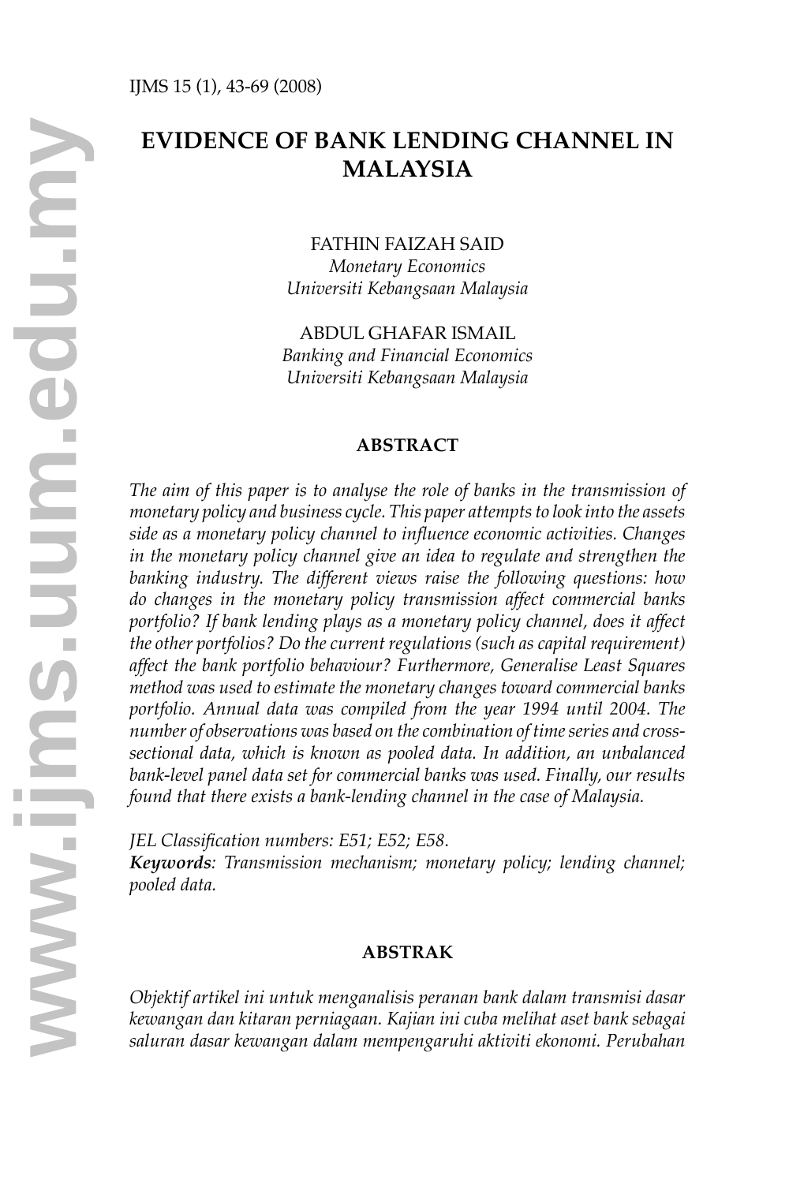# EVIDENCE OF BANK LENDING CHANNEL IN MALAYSIA

FATHIN FAIZAH SAID
*Monetary Economics*
*Universiti Kebangsaan Malaysia*

ABDUL GHAFAR ISMAIL
*Banking and Financial Economics*
*Universiti Kebangsaan Malaysia*

## ABSTRACT

*The aim of this paper is to analyse the role of banks in the transmission of monetary policy and business cycle. This paper attempts to look into the assets side as a monetary policy channel to influence economic activities. Changes in the monetary policy channel give an idea to regulate and strengthen the banking industry. The different views raise the following questions: how do changes in the monetary policy transmission affect commercial banks portfolio? If bank lending plays as a monetary policy channel, does it affect the other portfolios? Do the current regulations (such as capital requirement) affect the bank portfolio behaviour? Furthermore, Generalise Least Squares method was used to estimate the monetary changes toward commercial banks portfolio. Annual data was compiled from the year 1994 until 2004. The number of observations was based on the combination of time series and cross-sectional data, which is known as pooled data. In addition, an unbalanced bank-level panel data set for commercial banks was used. Finally, our results found that there exists a bank-lending channel in the case of Malaysia.*

*JEL Classification numbers: E51; E52; E58.*
***Keywords***: *Transmission mechanism; monetary policy; lending channel; pooled data.*

## ABSTRAK

*Objektif artikel ini untuk menganalisis peranan bank dalam transmisi dasar kewangan dan kitaran perniagaan. Kajian ini cuba melihat aset bank sebagai saluran dasar kewangan dalam mempengaruhi aktiviti ekonomi. Perubahan*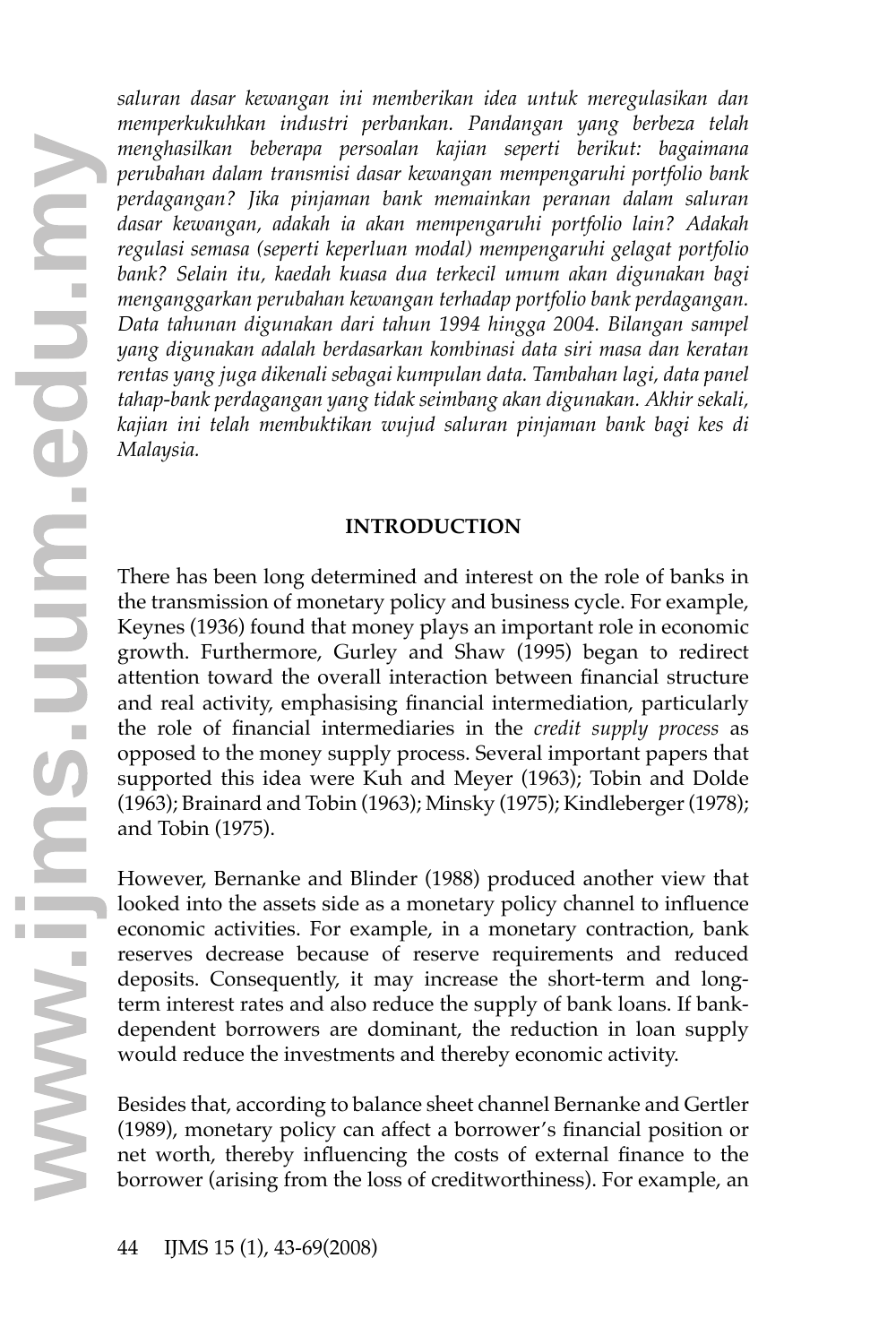*saluran dasar kewangan ini memberikan idea untuk meregulasikan dan memperkukuhkan industri perbankan. Pandangan yang berbeza telah menghasilkan beberapa persoalan kajian seperti berikut: bagaimana perubahan dalam transmisi dasar kewangan mempengaruhi portfolio bank perdagangan? Jika pinjaman bank memainkan peranan dalam saluran dasar kewangan, adakah ia akan mempengaruhi portfolio lain? Adakah regulasi semasa (seperti keperluan modal) mempengaruhi gelagat portfolio bank? Selain itu, kaedah kuasa dua terkecil umum akan digunakan bagi menganggarkan perubahan kewangan terhadap portfolio bank perdagangan. Data tahunan digunakan dari tahun 1994 hingga 2004. Bilangan sampel yang digunakan adalah berdasarkan kombinasi data siri masa dan keratan rentas yang juga dikenali sebagai kumpulan data. Tambahan lagi, data panel tahap-bank perdagangan yang tidak seimbang akan digunakan. Akhir sekali, kajian ini telah membuktikan wujud saluran pinjaman bank bagi kes di Malaysia.*

## INTRODUCTION

There has been long determined and interest on the role of banks in the transmission of monetary policy and business cycle. For example, Keynes (1936) found that money plays an important role in economic growth. Furthermore, Gurley and Shaw (1995) began to redirect attention toward the overall interaction between financial structure and real activity, emphasising financial intermediation, particularly the role of financial intermediaries in the *credit supply process* as opposed to the money supply process. Several important papers that supported this idea were Kuh and Meyer (1963); Tobin and Dolde (1963); Brainard and Tobin (1963); Minsky (1975); Kindleberger (1978); and Tobin (1975).

However, Bernanke and Blinder (1988) produced another view that looked into the assets side as a monetary policy channel to influence economic activities. For example, in a monetary contraction, bank reserves decrease because of reserve requirements and reduced deposits. Consequently, it may increase the short-term and long-term interest rates and also reduce the supply of bank loans. If bank-dependent borrowers are dominant, the reduction in loan supply would reduce the investments and thereby economic activity.

Besides that, according to balance sheet channel Bernanke and Gertler (1989), monetary policy can affect a borrower's financial position or net worth, thereby influencing the costs of external finance to the borrower (arising from the loss of creditworthiness). For example, an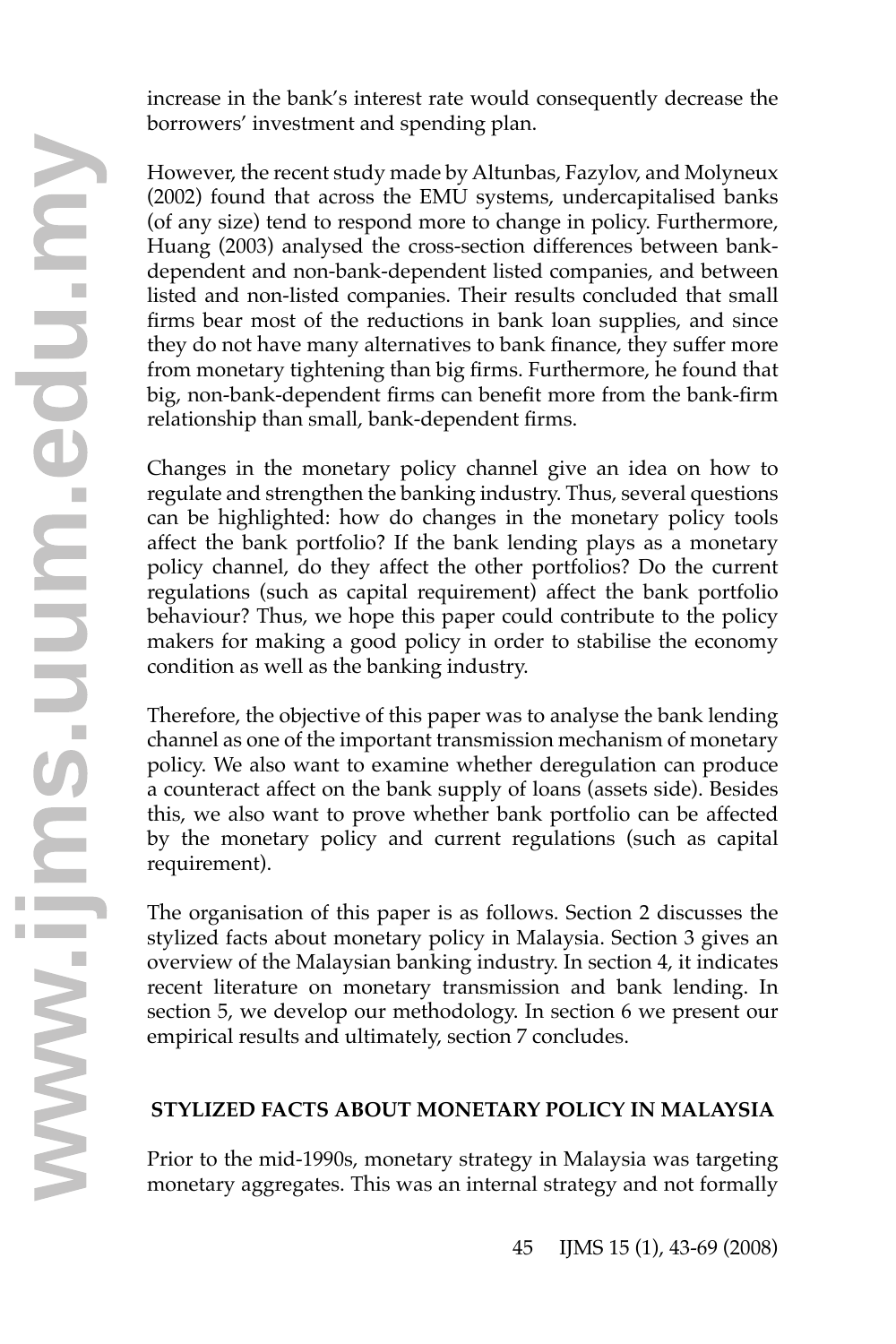increase in the bank's interest rate would consequently decrease the borrowers' investment and spending plan.

However, the recent study made by Altunbas, Fazylov, and Molyneux (2002) found that across the EMU systems, undercapitalised banks (of any size) tend to respond more to change in policy. Furthermore, Huang (2003) analysed the cross-section differences between bank-dependent and non-bank-dependent listed companies, and between listed and non-listed companies. Their results concluded that small firms bear most of the reductions in bank loan supplies, and since they do not have many alternatives to bank finance, they suffer more from monetary tightening than big firms. Furthermore, he found that big, non-bank-dependent firms can benefit more from the bank-firm relationship than small, bank-dependent firms.

Changes in the monetary policy channel give an idea on how to regulate and strengthen the banking industry. Thus, several questions can be highlighted: how do changes in the monetary policy tools affect the bank portfolio? If the bank lending plays as a monetary policy channel, do they affect the other portfolios? Do the current regulations (such as capital requirement) affect the bank portfolio behaviour? Thus, we hope this paper could contribute to the policy makers for making a good policy in order to stabilise the economy condition as well as the banking industry.

Therefore, the objective of this paper was to analyse the bank lending channel as one of the important transmission mechanism of monetary policy. We also want to examine whether deregulation can produce a counteract affect on the bank supply of loans (assets side). Besides this, we also want to prove whether bank portfolio can be affected by the monetary policy and current regulations (such as capital requirement).

The organisation of this paper is as follows. Section 2 discusses the stylized facts about monetary policy in Malaysia. Section 3 gives an overview of the Malaysian banking industry. In section 4, it indicates recent literature on monetary transmission and bank lending. In section 5, we develop our methodology. In section 6 we present our empirical results and ultimately, section 7 concludes.

## STYLIZED FACTS ABOUT MONETARY POLICY IN MALAYSIA

Prior to the mid-1990s, monetary strategy in Malaysia was targeting monetary aggregates. This was an internal strategy and not formally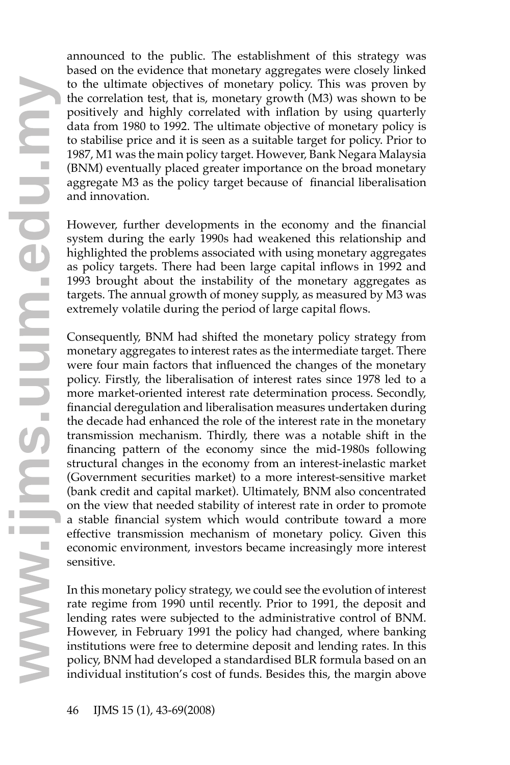announced to the public. The establishment of this strategy was based on the evidence that monetary aggregates were closely linked to the ultimate objectives of monetary policy. This was proven by the correlation test, that is, monetary growth (M3) was shown to be positively and highly correlated with inflation by using quarterly data from 1980 to 1992. The ultimate objective of monetary policy is to stabilise price and it is seen as a suitable target for policy. Prior to 1987, M1 was the main policy target. However, Bank Negara Malaysia (BNM) eventually placed greater importance on the broad monetary aggregate M3 as the policy target because of financial liberalisation and innovation.

However, further developments in the economy and the financial system during the early 1990s had weakened this relationship and highlighted the problems associated with using monetary aggregates as policy targets. There had been large capital inflows in 1992 and 1993 brought about the instability of the monetary aggregates as targets. The annual growth of money supply, as measured by M3 was extremely volatile during the period of large capital flows.

Consequently, BNM had shifted the monetary policy strategy from monetary aggregates to interest rates as the intermediate target. There were four main factors that influenced the changes of the monetary policy. Firstly, the liberalisation of interest rates since 1978 led to a more market-oriented interest rate determination process. Secondly, financial deregulation and liberalisation measures undertaken during the decade had enhanced the role of the interest rate in the monetary transmission mechanism. Thirdly, there was a notable shift in the financing pattern of the economy since the mid-1980s following structural changes in the economy from an interest-inelastic market (Government securities market) to a more interest-sensitive market (bank credit and capital market). Ultimately, BNM also concentrated on the view that needed stability of interest rate in order to promote a stable financial system which would contribute toward a more effective transmission mechanism of monetary policy. Given this economic environment, investors became increasingly more interest sensitive.

In this monetary policy strategy, we could see the evolution of interest rate regime from 1990 until recently. Prior to 1991, the deposit and lending rates were subjected to the administrative control of BNM. However, in February 1991 the policy had changed, where banking institutions were free to determine deposit and lending rates. In this policy, BNM had developed a standardised BLR formula based on an individual institution's cost of funds. Besides this, the margin above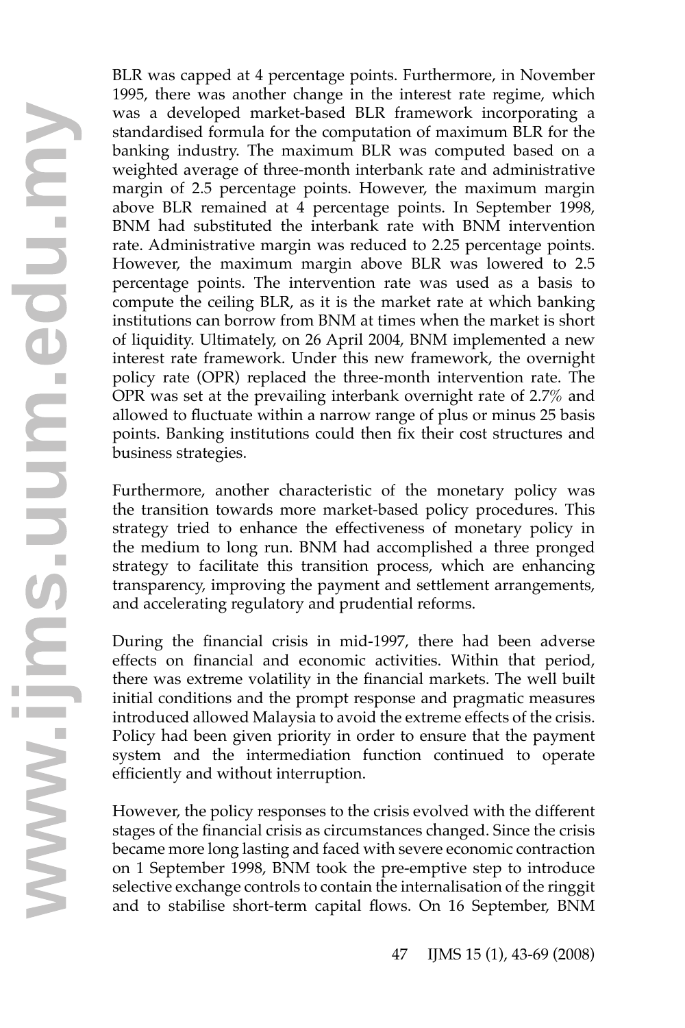BLR was capped at 4 percentage points. Furthermore, in November 1995, there was another change in the interest rate regime, which was a developed market-based BLR framework incorporating a standardised formula for the computation of maximum BLR for the banking industry. The maximum BLR was computed based on a weighted average of three-month interbank rate and administrative margin of 2.5 percentage points. However, the maximum margin above BLR remained at 4 percentage points. In September 1998, BNM had substituted the interbank rate with BNM intervention rate. Administrative margin was reduced to 2.25 percentage points. However, the maximum margin above BLR was lowered to 2.5 percentage points. The intervention rate was used as a basis to compute the ceiling BLR, as it is the market rate at which banking institutions can borrow from BNM at times when the market is short of liquidity. Ultimately, on 26 April 2004, BNM implemented a new interest rate framework. Under this new framework, the overnight policy rate (OPR) replaced the three-month intervention rate. The OPR was set at the prevailing interbank overnight rate of 2.7% and allowed to fluctuate within a narrow range of plus or minus 25 basis points. Banking institutions could then fix their cost structures and business strategies.

Furthermore, another characteristic of the monetary policy was the transition towards more market-based policy procedures. This strategy tried to enhance the effectiveness of monetary policy in the medium to long run. BNM had accomplished a three pronged strategy to facilitate this transition process, which are enhancing transparency, improving the payment and settlement arrangements, and accelerating regulatory and prudential reforms.

During the financial crisis in mid-1997, there had been adverse effects on financial and economic activities. Within that period, there was extreme volatility in the financial markets. The well built initial conditions and the prompt response and pragmatic measures introduced allowed Malaysia to avoid the extreme effects of the crisis. Policy had been given priority in order to ensure that the payment system and the intermediation function continued to operate efficiently and without interruption.

However, the policy responses to the crisis evolved with the different stages of the financial crisis as circumstances changed. Since the crisis became more long lasting and faced with severe economic contraction on 1 September 1998, BNM took the pre-emptive step to introduce selective exchange controls to contain the internalisation of the ringgit and to stabilise short-term capital flows. On 16 September, BNM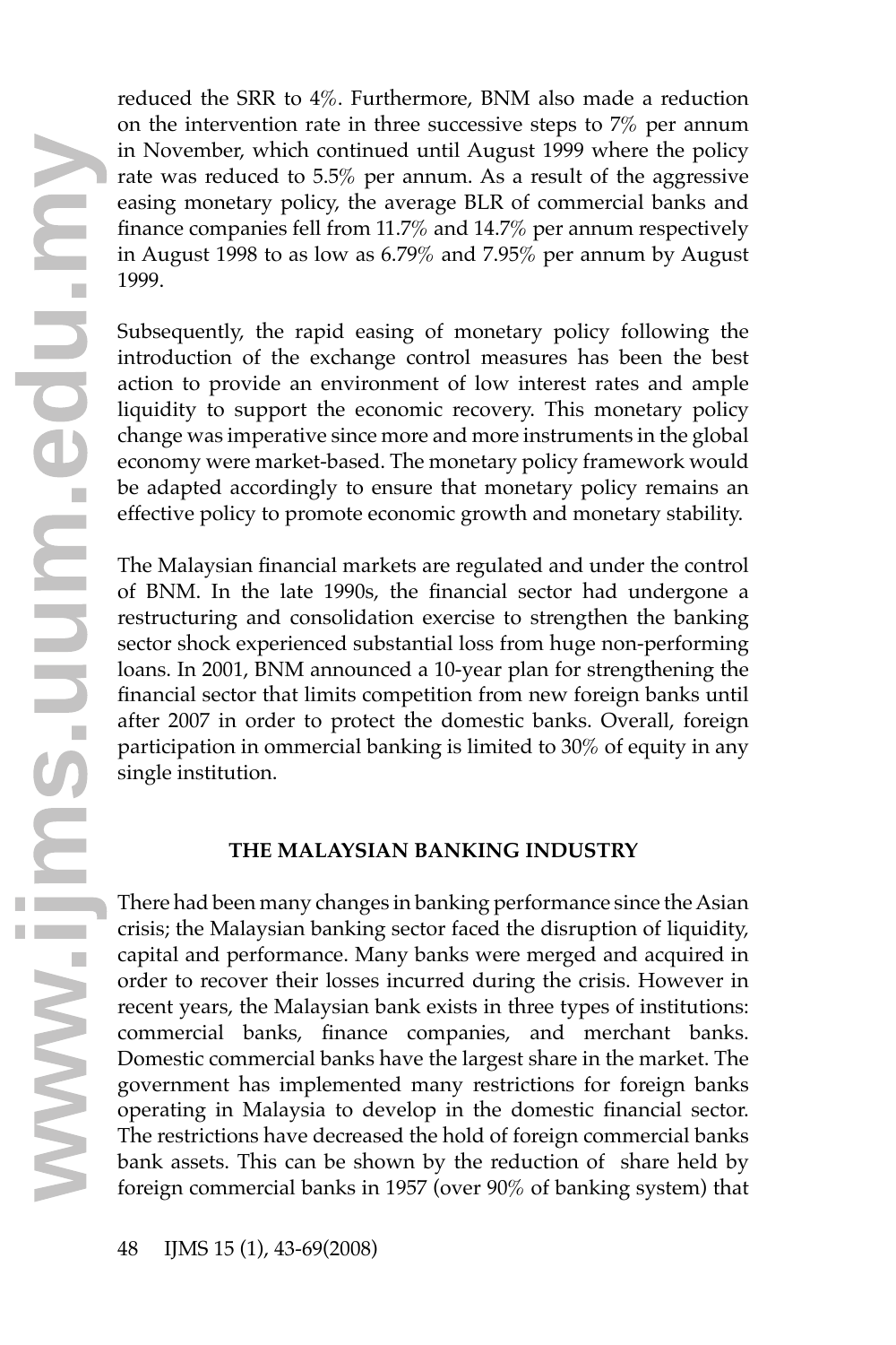reduced the SRR to 4%. Furthermore, BNM also made a reduction on the intervention rate in three successive steps to 7% per annum in November, which continued until August 1999 where the policy rate was reduced to 5.5% per annum. As a result of the aggressive easing monetary policy, the average BLR of commercial banks and finance companies fell from 11.7% and 14.7% per annum respectively in August 1998 to as low as 6.79% and 7.95% per annum by August 1999.

Subsequently, the rapid easing of monetary policy following the introduction of the exchange control measures has been the best action to provide an environment of low interest rates and ample liquidity to support the economic recovery. This monetary policy change was imperative since more and more instruments in the global economy were market-based. The monetary policy framework would be adapted accordingly to ensure that monetary policy remains an effective policy to promote economic growth and monetary stability.

The Malaysian financial markets are regulated and under the control of BNM. In the late 1990s, the financial sector had undergone a restructuring and consolidation exercise to strengthen the banking sector shock experienced substantial loss from huge non-performing loans. In 2001, BNM announced a 10-year plan for strengthening the financial sector that limits competition from new foreign banks until after 2007 in order to protect the domestic banks. Overall, foreign participation in ommercial banking is limited to 30% of equity in any single institution.

## THE MALAYSIAN BANKING INDUSTRY

There had been many changes in banking performance since the Asian crisis; the Malaysian banking sector faced the disruption of liquidity, capital and performance. Many banks were merged and acquired in order to recover their losses incurred during the crisis. However in recent years, the Malaysian bank exists in three types of institutions: commercial banks, finance companies, and merchant banks. Domestic commercial banks have the largest share in the market. The government has implemented many restrictions for foreign banks operating in Malaysia to develop in the domestic financial sector. The restrictions have decreased the hold of foreign commercial banks bank assets. This can be shown by the reduction of share held by foreign commercial banks in 1957 (over 90% of banking system) that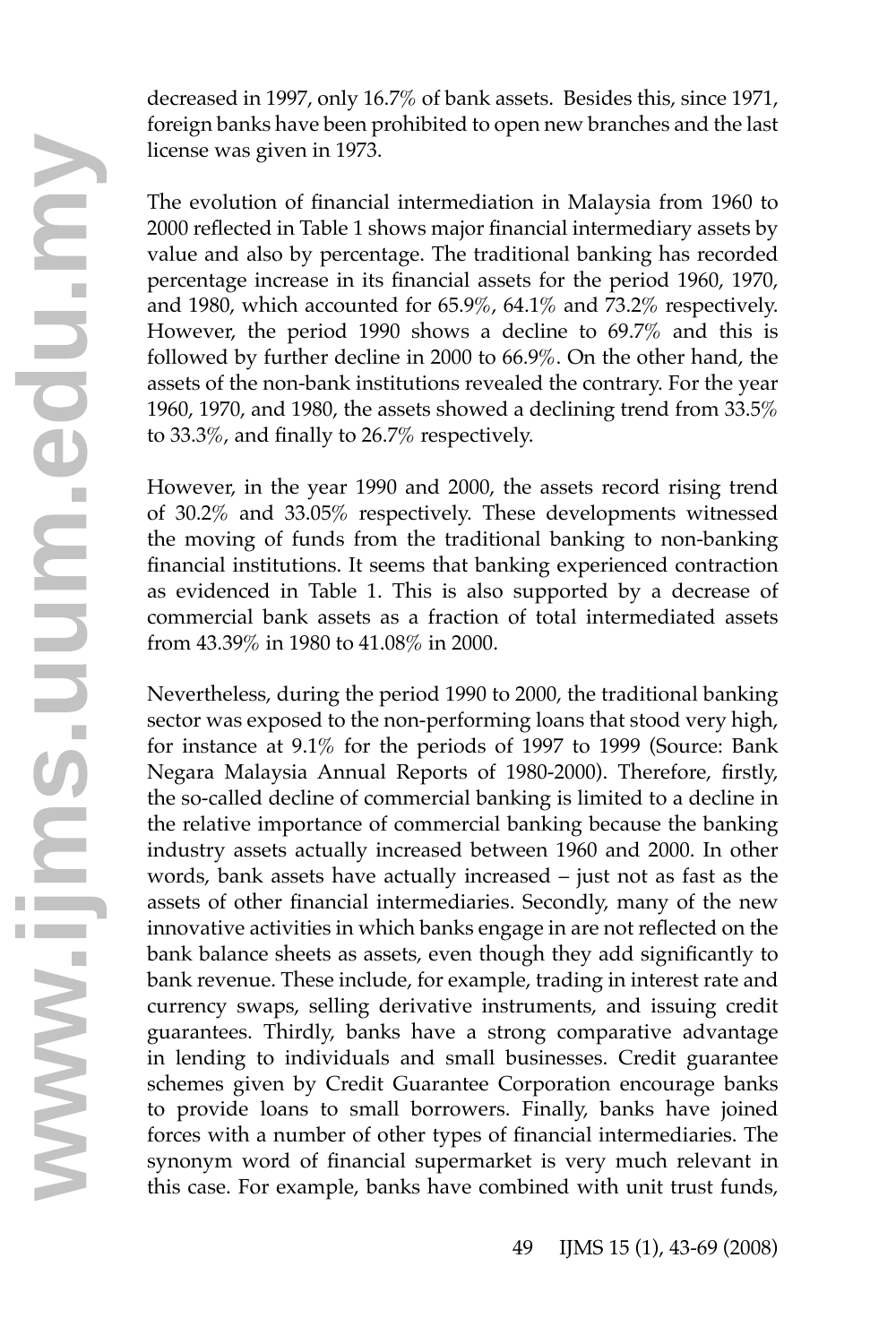decreased in 1997, only 16.7% of bank assets. Besides this, since 1971, foreign banks have been prohibited to open new branches and the last license was given in 1973.

The evolution of financial intermediation in Malaysia from 1960 to 2000 reflected in Table 1 shows major financial intermediary assets by value and also by percentage. The traditional banking has recorded percentage increase in its financial assets for the period 1960, 1970, and 1980, which accounted for 65.9%, 64.1% and 73.2% respectively. However, the period 1990 shows a decline to 69.7% and this is followed by further decline in 2000 to 66.9%. On the other hand, the assets of the non-bank institutions revealed the contrary. For the year 1960, 1970, and 1980, the assets showed a declining trend from 33.5% to 33.3%, and finally to 26.7% respectively.

However, in the year 1990 and 2000, the assets record rising trend of 30.2% and 33.05% respectively. These developments witnessed the moving of funds from the traditional banking to non-banking financial institutions. It seems that banking experienced contraction as evidenced in Table 1. This is also supported by a decrease of commercial bank assets as a fraction of total intermediated assets from 43.39% in 1980 to 41.08% in 2000.

Nevertheless, during the period 1990 to 2000, the traditional banking sector was exposed to the non-performing loans that stood very high, for instance at 9.1% for the periods of 1997 to 1999 (Source: Bank Negara Malaysia Annual Reports of 1980-2000). Therefore, firstly, the so-called decline of commercial banking is limited to a decline in the relative importance of commercial banking because the banking industry assets actually increased between 1960 and 2000. In other words, bank assets have actually increased – just not as fast as the assets of other financial intermediaries. Secondly, many of the new innovative activities in which banks engage in are not reflected on the bank balance sheets as assets, even though they add significantly to bank revenue. These include, for example, trading in interest rate and currency swaps, selling derivative instruments, and issuing credit guarantees. Thirdly, banks have a strong comparative advantage in lending to individuals and small businesses. Credit guarantee schemes given by Credit Guarantee Corporation encourage banks to provide loans to small borrowers. Finally, banks have joined forces with a number of other types of financial intermediaries. The synonym word of financial supermarket is very much relevant in this case. For example, banks have combined with unit trust funds,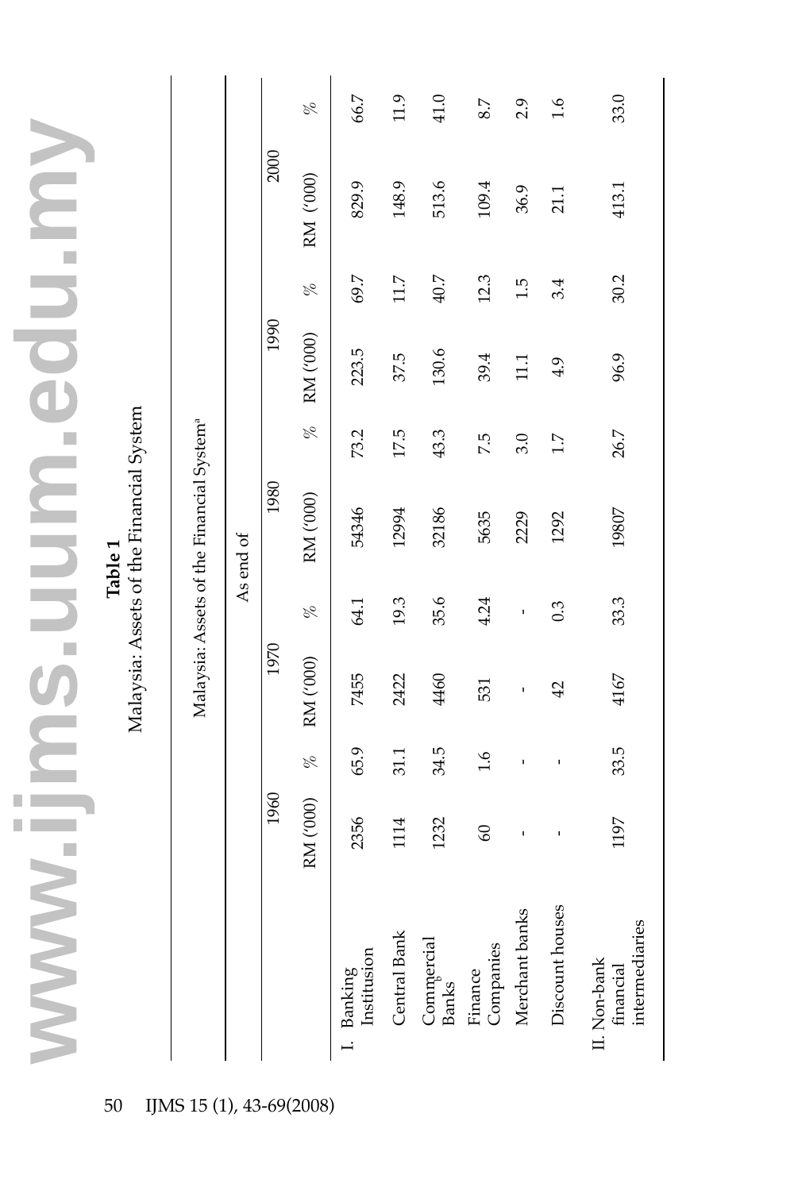**Table 1**
Malaysia: Assets of the Financial System

| Malaysia: Assets of the Financial System[a] | | | | | | | | |
|---|---|---|---|---|---|---|---|---|
| | As end of | | | | | | | |
| | 1960 | | 1970 | | 1980 | | 1990 | | 2000 | |
| | RM ('000) | % | RM ('000) | % | RM ('000) | % | RM ('000) | % | RM ('000) | % |
| I. Banking Institusion | 2356 | 65.9 | 7455 | 64.1 | 54346 | 73.2 | 223.5 | 69.7 | 829.9 | 66.7 |
| Central Bank | 1114 | 31.1 | 2422 | 19.3 | 12994 | 17.5 | 37.5 | 11.7 | 148.9 | 11.9 |
| Commercial Banks[b] | 1232 | 34.5 | 4460 | 35.6 | 32186 | 43.3 | 130.6 | 40.7 | 513.6 | 41.0 |
| Finance Companies | 60 | 1.6 | 531 | 4.24 | 5635 | 7.5 | 39.4 | 12.3 | 109.4 | 8.7 |
| Merchant banks | - | - | - | - | 2229 | 3.0 | 11.1 | 1.5 | 36.9 | 2.9 |
| Discount houses | - | - | 42 | 0.3 | 1292 | 1.7 | 4.9 | 3.4 | 21.1 | 1.6 |
| II. Non-bank financial intermediaries | 1197 | 33.5 | 4167 | 33.3 | 19807 | 26.7 | 96.9 | 30.2 | 413.1 | 33.0 |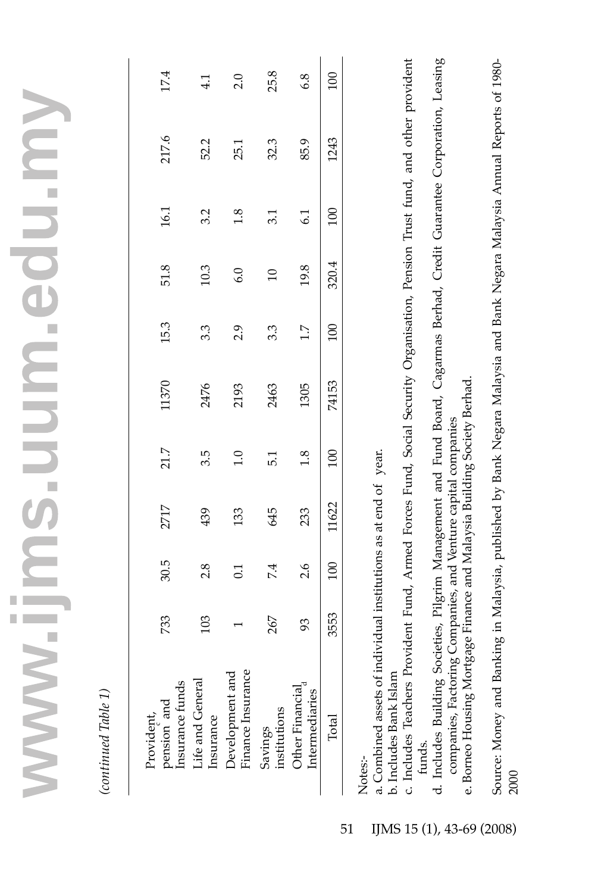*(continued Table 1)*

| | | | | | | | | | |
|---|---|---|---|---|---|---|---|---|---|
| Provident, pension[c] and Insurance funds | 733 | 30.5 | 2717 | 21.7 | 11370 | 15.3 | 51.8 | 16.1 | 217.6 | 17.4 |
| Life and General Insurance | 103 | 2.8 | 439 | 3.5 | 2476 | 3.3 | 10.3 | 3.2 | 52.2 | 4.1 |
| Development and Finance Insurance | 1 | 0.1 | 133 | 1.0 | 2193 | 2.9 | 6.0 | 1.8 | 25.1 | 2.0 |
| Savings institutions | 267 | 7.4 | 645 | 5.1 | 2463 | 3.3 | 10 | 3.1 | 32.3 | 25.8 |
| Other Financial[d] Intermediaries | 93 | 2.6 | 233 | 1.8 | 1305 | 1.7 | 19.8 | 6.1 | 85.9 | 6.8 |
| Total | 3553 | 100 | 11622 | 100 | 74153 | 100 | 320.4 | 100 | 1243 | 100 |

Notes:-

a. Combined assets of individual institutions as at end of year.

b. Includes Bank Islam

c. Includes Teachers Provident Fund, Armed Forces Fund, Social Security Organisation, Pension Trust fund, and other provident funds.

d. Includes Building Societies, Pilgrim Management and Fund Board, Cagarmas Berhad, Credit Guarantee Corporation, Leasing companies, Factoring Companies, and Venture capital companies

e. Borneo Housing Mortgage Finance and Malaysia Building Society Berhad.

Source: Money and Banking in Malaysia, published by Bank Negara Malaysia and Bank Negara Malaysia Annual Reports of 1980-2000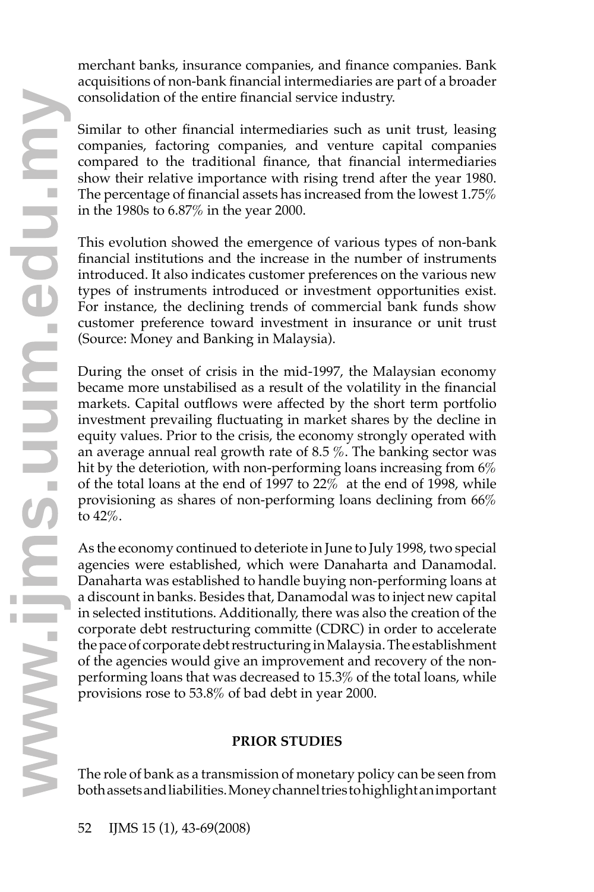merchant banks, insurance companies, and finance companies. Bank acquisitions of non-bank financial intermediaries are part of a broader consolidation of the entire financial service industry.

Similar to other financial intermediaries such as unit trust, leasing companies, factoring companies, and venture capital companies compared to the traditional finance, that financial intermediaries show their relative importance with rising trend after the year 1980. The percentage of financial assets has increased from the lowest 1.75% in the 1980s to 6.87% in the year 2000.

This evolution showed the emergence of various types of non-bank financial institutions and the increase in the number of instruments introduced. It also indicates customer preferences on the various new types of instruments introduced or investment opportunities exist. For instance, the declining trends of commercial bank funds show customer preference toward investment in insurance or unit trust (Source: Money and Banking in Malaysia).

During the onset of crisis in the mid-1997, the Malaysian economy became more unstabilised as a result of the volatility in the financial markets. Capital outflows were affected by the short term portfolio investment prevailing fluctuating in market shares by the decline in equity values. Prior to the crisis, the economy strongly operated with an average annual real growth rate of 8.5 %. The banking sector was hit by the deteriotion, with non-performing loans increasing from 6% of the total loans at the end of 1997 to 22% at the end of 1998, while provisioning as shares of non-performing loans declining from 66% to 42%.

As the economy continued to deteriote in June to July 1998, two special agencies were established, which were Danaharta and Danamodal. Danaharta was established to handle buying non-performing loans at a discount in banks. Besides that, Danamodal was to inject new capital in selected institutions. Additionally, there was also the creation of the corporate debt restructuring committe (CDRC) in order to accelerate the pace of corporate debt restructuring in Malaysia. The establishment of the agencies would give an improvement and recovery of the non-performing loans that was decreased to 15.3% of the total loans, while provisions rose to 53.8% of bad debt in year 2000.

## PRIOR STUDIES

The role of bank as a transmission of monetary policy can be seen from both assets and liabilities. Money channel tries to highlight an important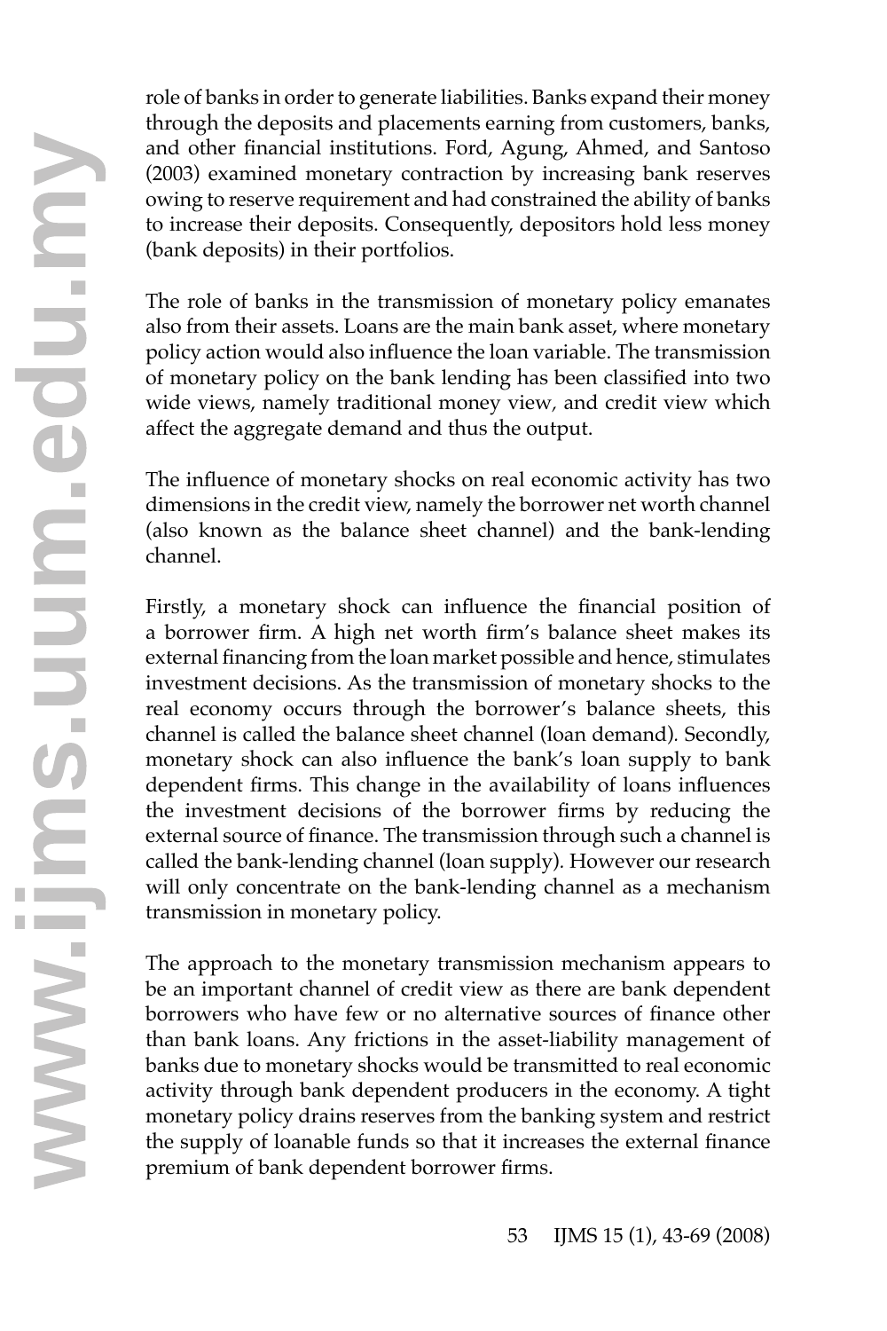role of banks in order to generate liabilities. Banks expand their money through the deposits and placements earning from customers, banks, and other financial institutions. Ford, Agung, Ahmed, and Santoso (2003) examined monetary contraction by increasing bank reserves owing to reserve requirement and had constrained the ability of banks to increase their deposits. Consequently, depositors hold less money (bank deposits) in their portfolios.

The role of banks in the transmission of monetary policy emanates also from their assets. Loans are the main bank asset, where monetary policy action would also influence the loan variable. The transmission of monetary policy on the bank lending has been classified into two wide views, namely traditional money view, and credit view which affect the aggregate demand and thus the output.

The influence of monetary shocks on real economic activity has two dimensions in the credit view, namely the borrower net worth channel (also known as the balance sheet channel) and the bank-lending channel.

Firstly, a monetary shock can influence the financial position of a borrower firm. A high net worth firm's balance sheet makes its external financing from the loan market possible and hence, stimulates investment decisions. As the transmission of monetary shocks to the real economy occurs through the borrower's balance sheets, this channel is called the balance sheet channel (loan demand). Secondly, monetary shock can also influence the bank's loan supply to bank dependent firms. This change in the availability of loans influences the investment decisions of the borrower firms by reducing the external source of finance. The transmission through such a channel is called the bank-lending channel (loan supply). However our research will only concentrate on the bank-lending channel as a mechanism transmission in monetary policy.

The approach to the monetary transmission mechanism appears to be an important channel of credit view as there are bank dependent borrowers who have few or no alternative sources of finance other than bank loans. Any frictions in the asset-liability management of banks due to monetary shocks would be transmitted to real economic activity through bank dependent producers in the economy. A tight monetary policy drains reserves from the banking system and restrict the supply of loanable funds so that it increases the external finance premium of bank dependent borrower firms.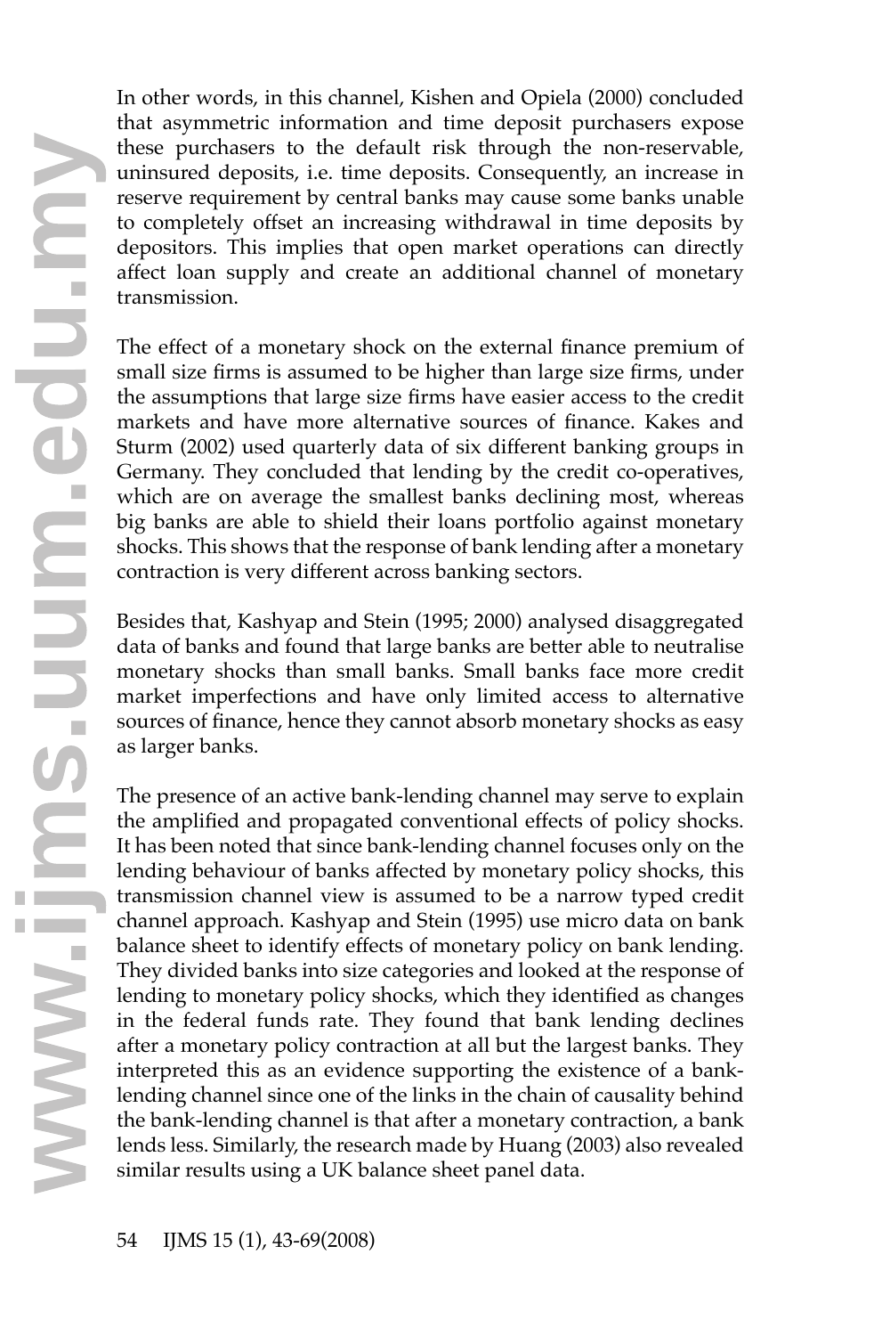In other words, in this channel, Kishen and Opiela (2000) concluded that asymmetric information and time deposit purchasers expose these purchasers to the default risk through the non-reservable, uninsured deposits, i.e. time deposits. Consequently, an increase in reserve requirement by central banks may cause some banks unable to completely offset an increasing withdrawal in time deposits by depositors. This implies that open market operations can directly affect loan supply and create an additional channel of monetary transmission.

The effect of a monetary shock on the external finance premium of small size firms is assumed to be higher than large size firms, under the assumptions that large size firms have easier access to the credit markets and have more alternative sources of finance. Kakes and Sturm (2002) used quarterly data of six different banking groups in Germany. They concluded that lending by the credit co-operatives, which are on average the smallest banks declining most, whereas big banks are able to shield their loans portfolio against monetary shocks. This shows that the response of bank lending after a monetary contraction is very different across banking sectors.

Besides that, Kashyap and Stein (1995; 2000) analysed disaggregated data of banks and found that large banks are better able to neutralise monetary shocks than small banks. Small banks face more credit market imperfections and have only limited access to alternative sources of finance, hence they cannot absorb monetary shocks as easy as larger banks.

The presence of an active bank-lending channel may serve to explain the amplified and propagated conventional effects of policy shocks. It has been noted that since bank-lending channel focuses only on the lending behaviour of banks affected by monetary policy shocks, this transmission channel view is assumed to be a narrow typed credit channel approach. Kashyap and Stein (1995) use micro data on bank balance sheet to identify effects of monetary policy on bank lending. They divided banks into size categories and looked at the response of lending to monetary policy shocks, which they identified as changes in the federal funds rate. They found that bank lending declines after a monetary policy contraction at all but the largest banks. They interpreted this as an evidence supporting the existence of a bank-lending channel since one of the links in the chain of causality behind the bank-lending channel is that after a monetary contraction, a bank lends less. Similarly, the research made by Huang (2003) also revealed similar results using a UK balance sheet panel data.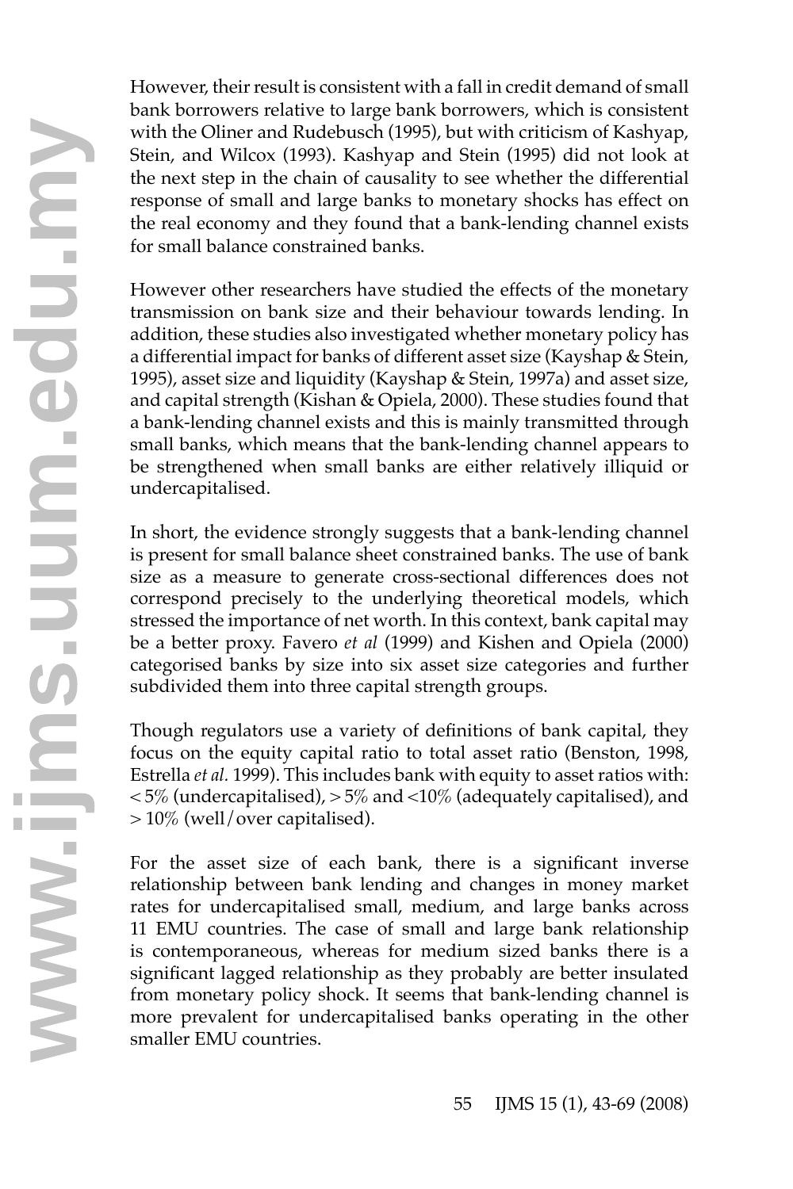However, their result is consistent with a fall in credit demand of small bank borrowers relative to large bank borrowers, which is consistent with the Oliner and Rudebusch (1995), but with criticism of Kashyap, Stein, and Wilcox (1993). Kashyap and Stein (1995) did not look at the next step in the chain of causality to see whether the differential response of small and large banks to monetary shocks has effect on the real economy and they found that a bank-lending channel exists for small balance constrained banks.

However other researchers have studied the effects of the monetary transmission on bank size and their behaviour towards lending. In addition, these studies also investigated whether monetary policy has a differential impact for banks of different asset size (Kayshap & Stein, 1995), asset size and liquidity (Kayshap & Stein, 1997a) and asset size, and capital strength (Kishan & Opiela, 2000). These studies found that a bank-lending channel exists and this is mainly transmitted through small banks, which means that the bank-lending channel appears to be strengthened when small banks are either relatively illiquid or undercapitalised.

In short, the evidence strongly suggests that a bank-lending channel is present for small balance sheet constrained banks. The use of bank size as a measure to generate cross-sectional differences does not correspond precisely to the underlying theoretical models, which stressed the importance of net worth. In this context, bank capital may be a better proxy. Favero *et al* (1999) and Kishen and Opiela (2000) categorised banks by size into six asset size categories and further subdivided them into three capital strength groups.

Though regulators use a variety of definitions of bank capital, they focus on the equity capital ratio to total asset ratio (Benston, 1998, Estrella *et al.* 1999). This includes bank with equity to asset ratios with: < 5% (undercapitalised), > 5% and <10% (adequately capitalised), and > 10% (well/over capitalised).

For the asset size of each bank, there is a significant inverse relationship between bank lending and changes in money market rates for undercapitalised small, medium, and large banks across 11 EMU countries. The case of small and large bank relationship is contemporaneous, whereas for medium sized banks there is a significant lagged relationship as they probably are better insulated from monetary policy shock. It seems that bank-lending channel is more prevalent for undercapitalised banks operating in the other smaller EMU countries.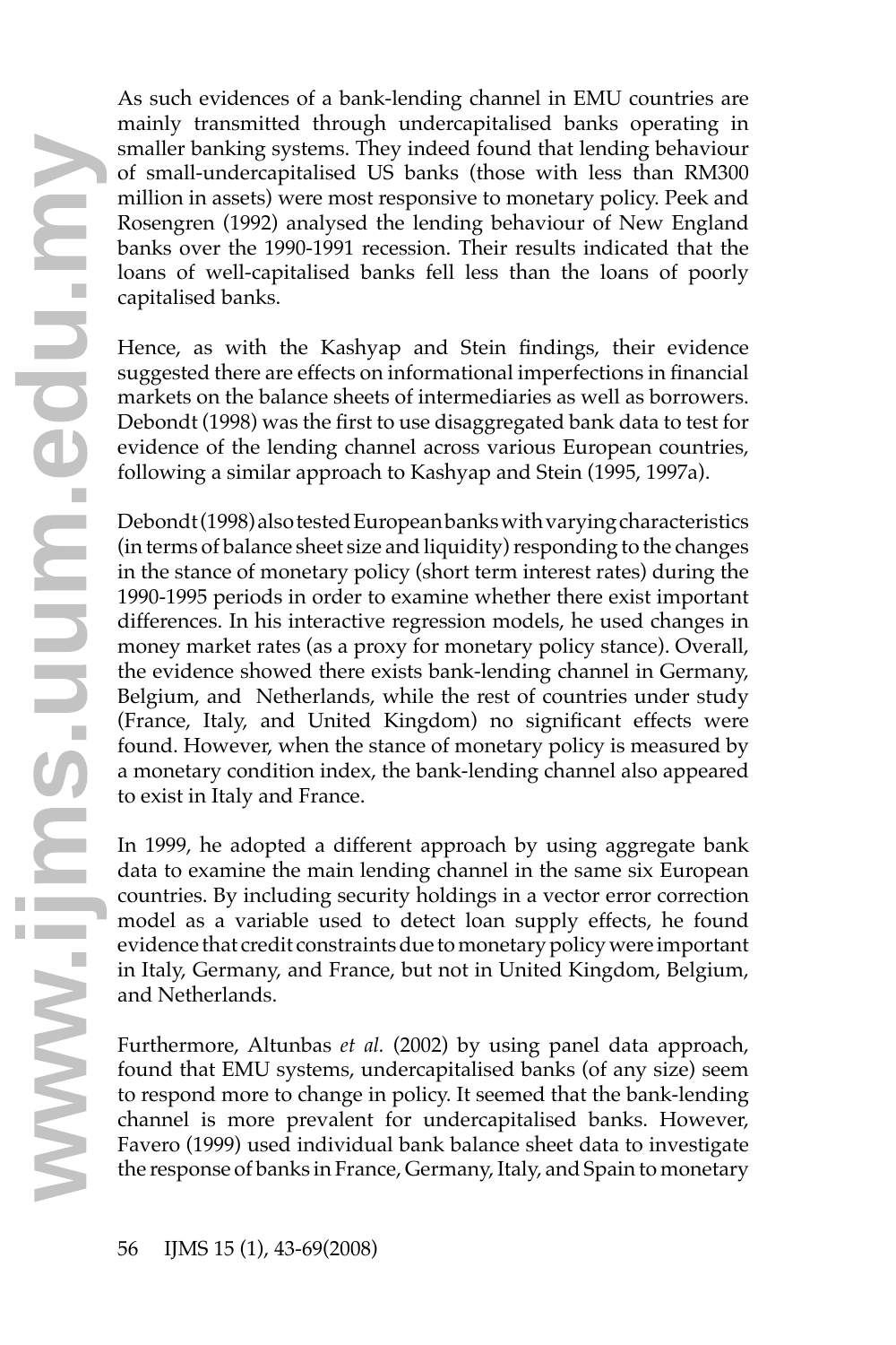As such evidences of a bank-lending channel in EMU countries are mainly transmitted through undercapitalised banks operating in smaller banking systems. They indeed found that lending behaviour of small-undercapitalised US banks (those with less than RM300 million in assets) were most responsive to monetary policy. Peek and Rosengren (1992) analysed the lending behaviour of New England banks over the 1990-1991 recession. Their results indicated that the loans of well-capitalised banks fell less than the loans of poorly capitalised banks.

Hence, as with the Kashyap and Stein findings, their evidence suggested there are effects on informational imperfections in financial markets on the balance sheets of intermediaries as well as borrowers. Debondt (1998) was the first to use disaggregated bank data to test for evidence of the lending channel across various European countries, following a similar approach to Kashyap and Stein (1995, 1997a).

Debondt (1998) also tested European banks with varying characteristics (in terms of balance sheet size and liquidity) responding to the changes in the stance of monetary policy (short term interest rates) during the 1990-1995 periods in order to examine whether there exist important differences. In his interactive regression models, he used changes in money market rates (as a proxy for monetary policy stance). Overall, the evidence showed there exists bank-lending channel in Germany, Belgium, and Netherlands, while the rest of countries under study (France, Italy, and United Kingdom) no significant effects were found. However, when the stance of monetary policy is measured by a monetary condition index, the bank-lending channel also appeared to exist in Italy and France.

In 1999, he adopted a different approach by using aggregate bank data to examine the main lending channel in the same six European countries. By including security holdings in a vector error correction model as a variable used to detect loan supply effects, he found evidence that credit constraints due to monetary policy were important in Italy, Germany, and France, but not in United Kingdom, Belgium, and Netherlands.

Furthermore, Altunbas *et al.* (2002) by using panel data approach, found that EMU systems, undercapitalised banks (of any size) seem to respond more to change in policy. It seemed that the bank-lending channel is more prevalent for undercapitalised banks. However, Favero (1999) used individual bank balance sheet data to investigate the response of banks in France, Germany, Italy, and Spain to monetary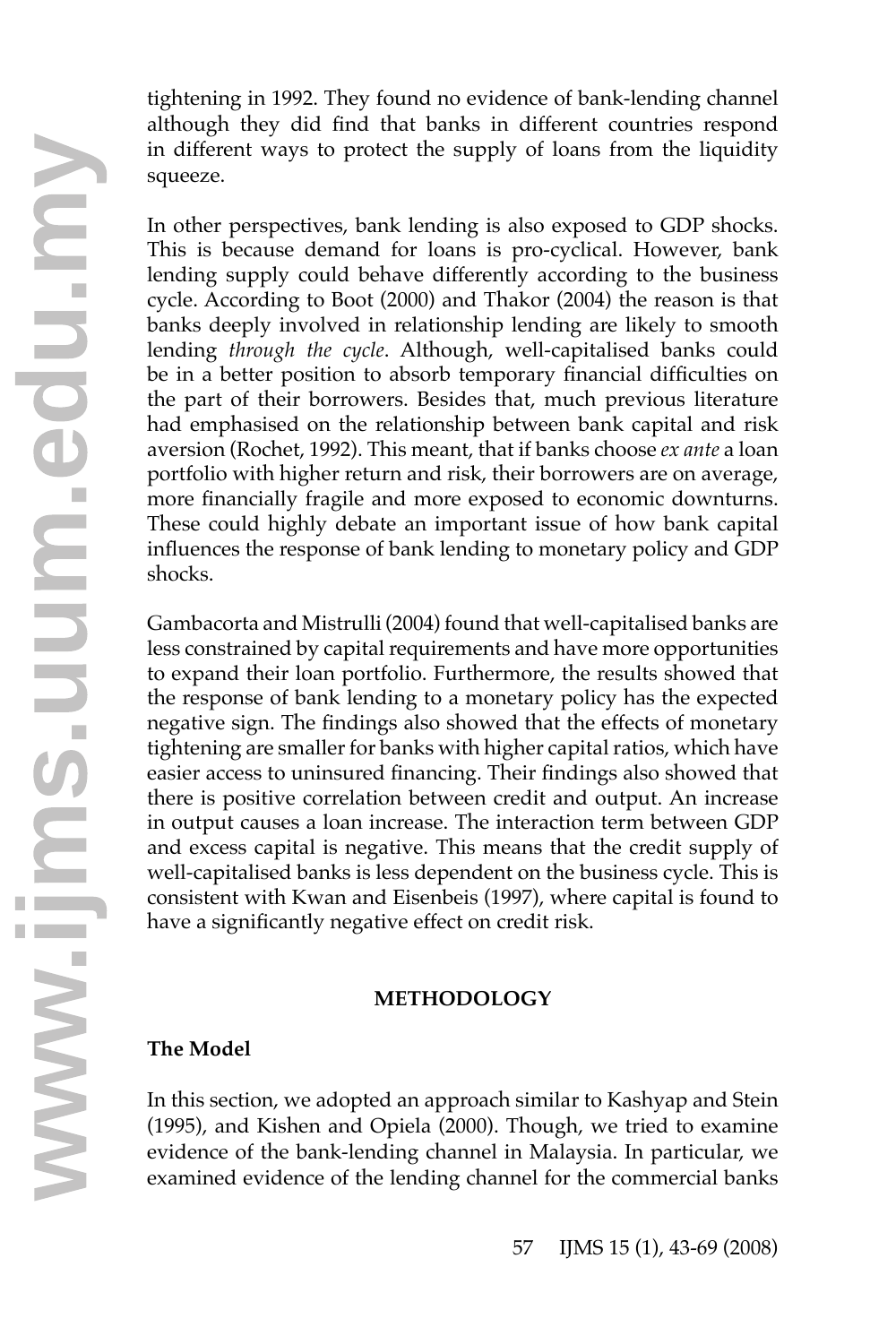tightening in 1992. They found no evidence of bank-lending channel although they did find that banks in different countries respond in different ways to protect the supply of loans from the liquidity squeeze.

In other perspectives, bank lending is also exposed to GDP shocks. This is because demand for loans is pro-cyclical. However, bank lending supply could behave differently according to the business cycle. According to Boot (2000) and Thakor (2004) the reason is that banks deeply involved in relationship lending are likely to smooth lending *through the cycle*. Although, well-capitalised banks could be in a better position to absorb temporary financial difficulties on the part of their borrowers. Besides that, much previous literature had emphasised on the relationship between bank capital and risk aversion (Rochet, 1992). This meant, that if banks choose *ex ante* a loan portfolio with higher return and risk, their borrowers are on average, more financially fragile and more exposed to economic downturns. These could highly debate an important issue of how bank capital influences the response of bank lending to monetary policy and GDP shocks.

Gambacorta and Mistrulli (2004) found that well-capitalised banks are less constrained by capital requirements and have more opportunities to expand their loan portfolio. Furthermore, the results showed that the response of bank lending to a monetary policy has the expected negative sign. The findings also showed that the effects of monetary tightening are smaller for banks with higher capital ratios, which have easier access to uninsured financing. Their findings also showed that there is positive correlation between credit and output. An increase in output causes a loan increase. The interaction term between GDP and excess capital is negative. This means that the credit supply of well-capitalised banks is less dependent on the business cycle. This is consistent with Kwan and Eisenbeis (1997), where capital is found to have a significantly negative effect on credit risk.

## METHODOLOGY

### The Model

In this section, we adopted an approach similar to Kashyap and Stein (1995), and Kishen and Opiela (2000). Though, we tried to examine evidence of the bank-lending channel in Malaysia. In particular, we examined evidence of the lending channel for the commercial banks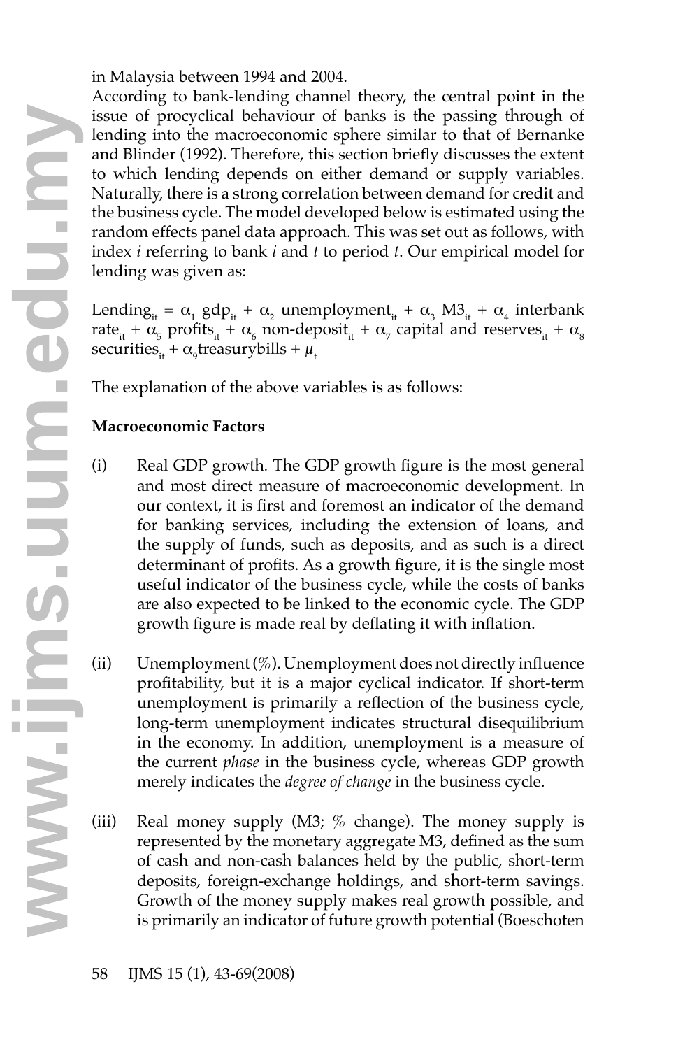in Malaysia between 1994 and 2004.

According to bank-lending channel theory, the central point in the issue of procyclical behaviour of banks is the passing through of lending into the macroeconomic sphere similar to that of Bernanke and Blinder (1992). Therefore, this section briefly discusses the extent to which lending depends on either demand or supply variables. Naturally, there is a strong correlation between demand for credit and the business cycle. The model developed below is estimated using the random effects panel data approach. This was set out as follows, with index *i* referring to bank *i* and *t* to period *t*. Our empirical model for lending was given as:

$$\text{Lending}_{it} = \alpha_1 \text{ gdp}_{it} + \alpha_2 \text{ unemployment}_{it} + \alpha_3 \text{ M3}_{it} + \alpha_4 \text{ interbank rate}_{it} + \alpha_5 \text{ profits}_{it} + \alpha_6 \text{ non-deposit}_{it} + \alpha_7 \text{ capital and reserves}_{it} + \alpha_8 \text{ securities}_{it} + \alpha_9 \text{treasurybills} + \mu_t$$

The explanation of the above variables is as follows:

**Macroeconomic Factors**

(i) Real GDP growth. The GDP growth figure is the most general and most direct measure of macroeconomic development. In our context, it is first and foremost an indicator of the demand for banking services, including the extension of loans, and the supply of funds, such as deposits, and as such is a direct determinant of profits. As a growth figure, it is the single most useful indicator of the business cycle, while the costs of banks are also expected to be linked to the economic cycle. The GDP growth figure is made real by deflating it with inflation.

(ii) Unemployment (%). Unemployment does not directly influence profitability, but it is a major cyclical indicator. If short-term unemployment is primarily a reflection of the business cycle, long-term unemployment indicates structural disequilibrium in the economy. In addition, unemployment is a measure of the current *phase* in the business cycle, whereas GDP growth merely indicates the *degree of change* in the business cycle.

(iii) Real money supply (M3; % change). The money supply is represented by the monetary aggregate M3, defined as the sum of cash and non-cash balances held by the public, short-term deposits, foreign-exchange holdings, and short-term savings. Growth of the money supply makes real growth possible, and is primarily an indicator of future growth potential (Boeschoten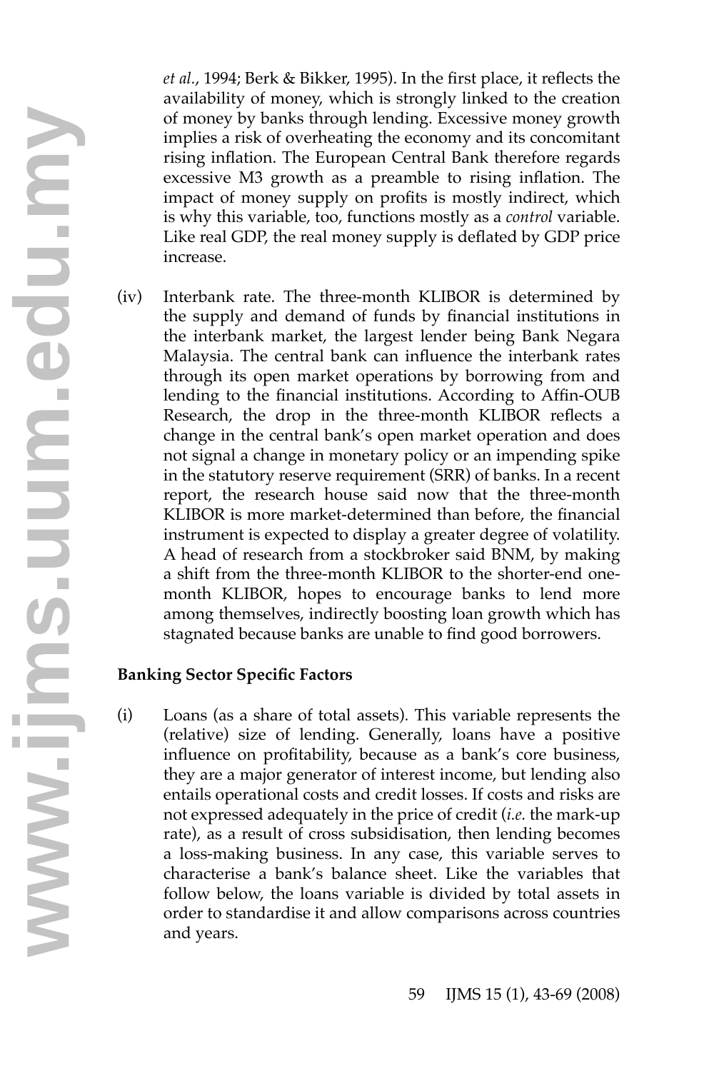*et al.*, 1994; Berk & Bikker, 1995). In the first place, it reflects the availability of money, which is strongly linked to the creation of money by banks through lending. Excessive money growth implies a risk of overheating the economy and its concomitant rising inflation. The European Central Bank therefore regards excessive M3 growth as a preamble to rising inflation. The impact of money supply on profits is mostly indirect, which is why this variable, too, functions mostly as a *control* variable. Like real GDP, the real money supply is deflated by GDP price increase.

(iv) Interbank rate. The three-month KLIBOR is determined by the supply and demand of funds by financial institutions in the interbank market, the largest lender being Bank Negara Malaysia. The central bank can influence the interbank rates through its open market operations by borrowing from and lending to the financial institutions. According to Affin-OUB Research, the drop in the three-month KLIBOR reflects a change in the central bank's open market operation and does not signal a change in monetary policy or an impending spike in the statutory reserve requirement (SRR) of banks. In a recent report, the research house said now that the three-month KLIBOR is more market-determined than before, the financial instrument is expected to display a greater degree of volatility. A head of research from a stockbroker said BNM, by making a shift from the three-month KLIBOR to the shorter-end one-month KLIBOR, hopes to encourage banks to lend more among themselves, indirectly boosting loan growth which has stagnated because banks are unable to find good borrowers.

**Banking Sector Specific Factors**

(i) Loans (as a share of total assets). This variable represents the (relative) size of lending. Generally, loans have a positive influence on profitability, because as a bank's core business, they are a major generator of interest income, but lending also entails operational costs and credit losses. If costs and risks are not expressed adequately in the price of credit (*i.e.* the mark-up rate), as a result of cross subsidisation, then lending becomes a loss-making business. In any case, this variable serves to characterise a bank's balance sheet. Like the variables that follow below, the loans variable is divided by total assets in order to standardise it and allow comparisons across countries and years.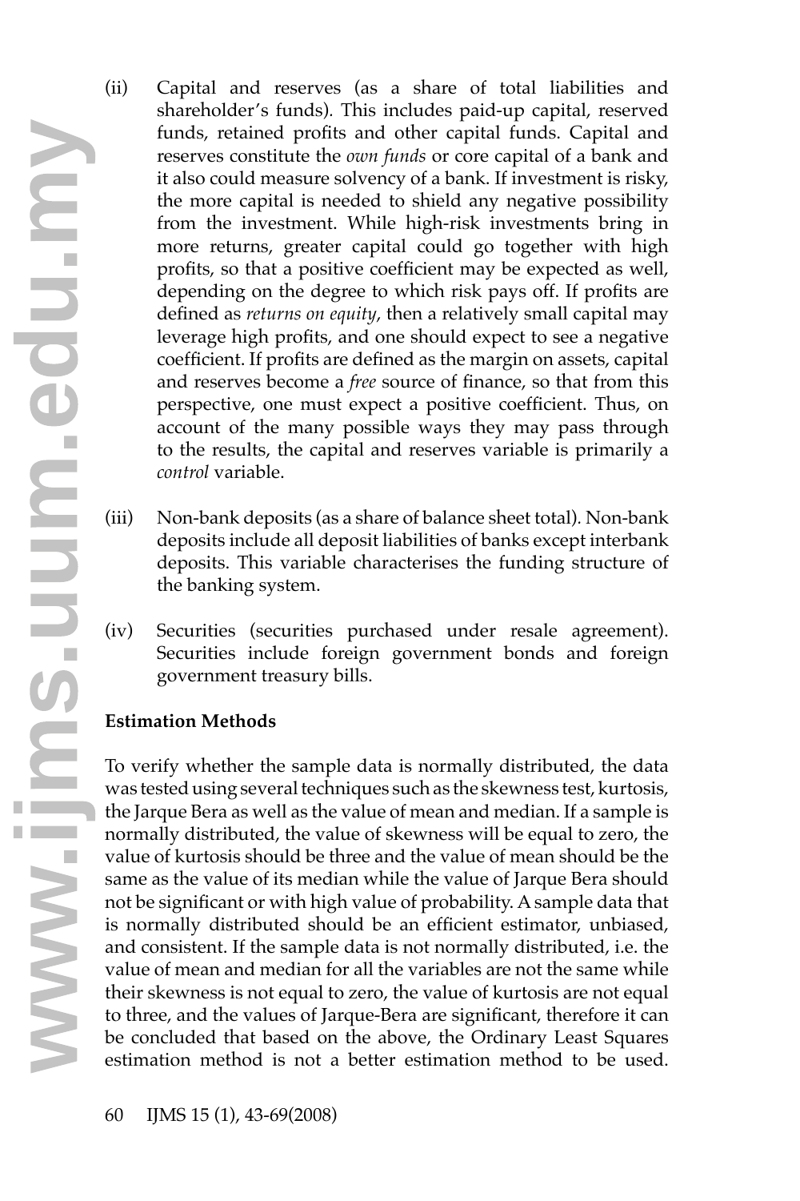(ii) Capital and reserves (as a share of total liabilities and shareholder's funds). This includes paid-up capital, reserved funds, retained profits and other capital funds. Capital and reserves constitute the *own funds* or core capital of a bank and it also could measure solvency of a bank. If investment is risky, the more capital is needed to shield any negative possibility from the investment. While high-risk investments bring in more returns, greater capital could go together with high profits, so that a positive coefficient may be expected as well, depending on the degree to which risk pays off. If profits are defined as *returns on equity*, then a relatively small capital may leverage high profits, and one should expect to see a negative coefficient. If profits are defined as the margin on assets, capital and reserves become a *free* source of finance, so that from this perspective, one must expect a positive coefficient. Thus, on account of the many possible ways they may pass through to the results, the capital and reserves variable is primarily a *control* variable.

(iii) Non-bank deposits (as a share of balance sheet total). Non-bank deposits include all deposit liabilities of banks except interbank deposits. This variable characterises the funding structure of the banking system.

(iv) Securities (securities purchased under resale agreement). Securities include foreign government bonds and foreign government treasury bills.

**Estimation Methods**

To verify whether the sample data is normally distributed, the data was tested using several techniques such as the skewness test, kurtosis, the Jarque Bera as well as the value of mean and median. If a sample is normally distributed, the value of skewness will be equal to zero, the value of kurtosis should be three and the value of mean should be the same as the value of its median while the value of Jarque Bera should not be significant or with high value of probability. A sample data that is normally distributed should be an efficient estimator, unbiased, and consistent. If the sample data is not normally distributed, i.e. the value of mean and median for all the variables are not the same while their skewness is not equal to zero, the value of kurtosis are not equal to three, and the values of Jarque-Bera are significant, therefore it can be concluded that based on the above, the Ordinary Least Squares estimation method is not a better estimation method to be used.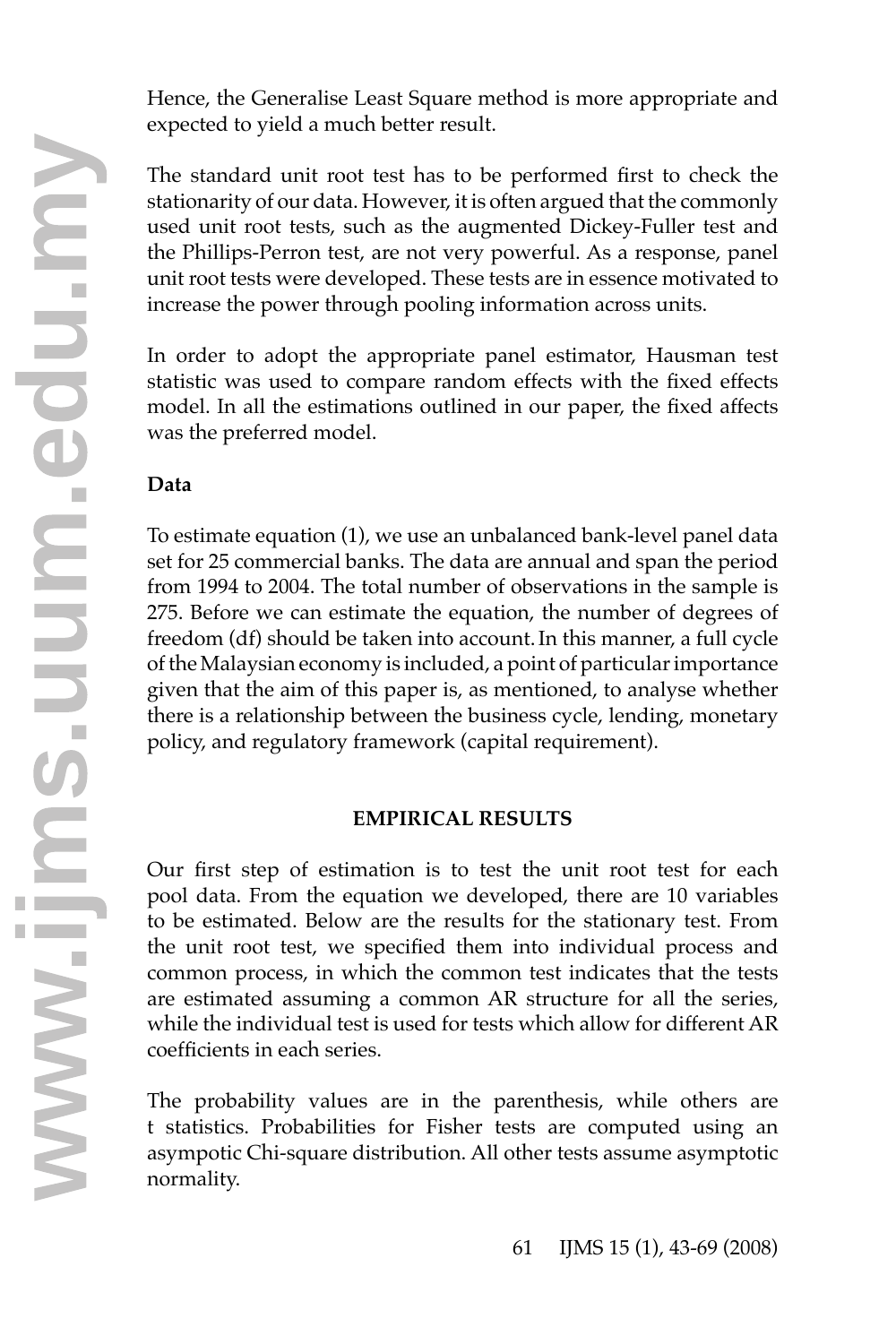Hence, the Generalise Least Square method is more appropriate and expected to yield a much better result.

The standard unit root test has to be performed first to check the stationarity of our data. However, it is often argued that the commonly used unit root tests, such as the augmented Dickey-Fuller test and the Phillips-Perron test, are not very powerful. As a response, panel unit root tests were developed. These tests are in essence motivated to increase the power through pooling information across units.

In order to adopt the appropriate panel estimator, Hausman test statistic was used to compare random effects with the fixed effects model. In all the estimations outlined in our paper, the fixed affects was the preferred model.

**Data**

To estimate equation (1), we use an unbalanced bank-level panel data set for 25 commercial banks. The data are annual and span the period from 1994 to 2004. The total number of observations in the sample is 275. Before we can estimate the equation, the number of degrees of freedom (df) should be taken into account. In this manner, a full cycle of the Malaysian economy is included, a point of particular importance given that the aim of this paper is, as mentioned, to analyse whether there is a relationship between the business cycle, lending, monetary policy, and regulatory framework (capital requirement).

## EMPIRICAL RESULTS

Our first step of estimation is to test the unit root test for each pool data. From the equation we developed, there are 10 variables to be estimated. Below are the results for the stationary test. From the unit root test, we specified them into individual process and common process, in which the common test indicates that the tests are estimated assuming a common AR structure for all the series, while the individual test is used for tests which allow for different AR coefficients in each series.

The probability values are in the parenthesis, while others are t statistics. Probabilities for Fisher tests are computed using an asympotic Chi-square distribution. All other tests assume asymptotic normality.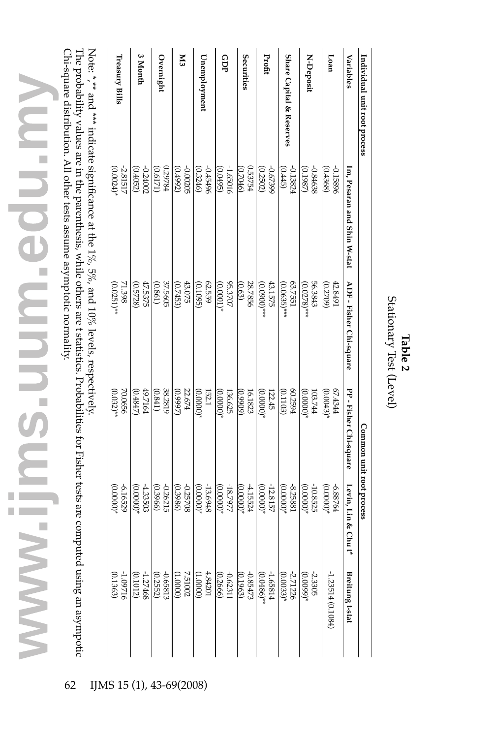**Table 2**

Stationary Test (Level)

| Variables | Individual unit root process | | | Common unit root process | |
|---|---|---|---|---|---|
| | Im, Pesaran and Shin W-stat | ADF - Fisher Chi-square | PP - Fisher Chi-square | Levin, Lin & Chu t* | Breitung t-stat |
| **Loan** | -0.15896 (0.4368) | 42.8491 (0.2709) | 67.4344 (0.0043)* | -6.88764 (0.0000)* | -1.23514 (0.1084) |
| **N-Deposit** | -0.84638 (0.1987) | 56.3843 (0.0278)*** | 103.744 (0.0000)* | -10.8525 (0.0000)* | -2.3305 (0.0099)* |
| **Share Capital & Reserves** | -0.13824 (0.445) | 63.7551 (0.0635)*** | 60.2594 (0.1103) | -8.25881 (0.0000)* | -2.71226 (0.0033)* |
| **Profit** | -0.67399 (0.2502) | 43.1575 (0.0900)*** | 122.45 (0.0000)* | -12.8157 (0.0000)* | -1.65814 (0.0486)** |
| **Securities** | 0.53754 (0.7046) | 28.7856 (0.63) | 16.1823 (0.9909) | -4.15524 (0.0000)* | -0.85473 (0.1963) |
| **GDP** | -1.65016 (0.0495) | 95.3707 (0.0001)* | 136.625 (0.0000)* | -18.7977 (0.0000)* | -0.6231 (0.2666) |
| **Unemployment** | -0.4546 (0.3246) | 62.559 (0.1095) | 152.1 (0.0000)* | -13.6948 (0.0000)* | 4.84201 (1.0000) |
| **M3** | -0.00205 (0.4992) | 43.075 (0.7453) | 22.674 (0.9997) | -0.25708 (0.3986) | 7.51002 (1.0000) |
| **Overnight** | 0.29784 (0.6171) | 37.5605 (0.861) | 38.2819 (0.841) | -0.26215 (0.3966) | -0.65813 (0.2552) |
| **3 Month** | -0.24002 (0.4052) | 47.5375 (0.5728) | 49.7164 (0.4847) | -4.33503 (0.0000)* | -1.27468 (0.1012) |
| **Treasury Bills** | -2.81517 (0.0024)* | 71.398 (0.0251)** | 70.0656 (0.032)** | -6.16529 (0.0000)* | -1.09716 (0.1363) |

Note: *,** and *** indicate significance at the 1%, 5%, and 10% levels, respectively.
The probability values are in the parenthesis, while others are t statistics. Probabilities for Fisher tests are computed using an asymptotic Chi-square distribution. All other tests assume asymptotic normality.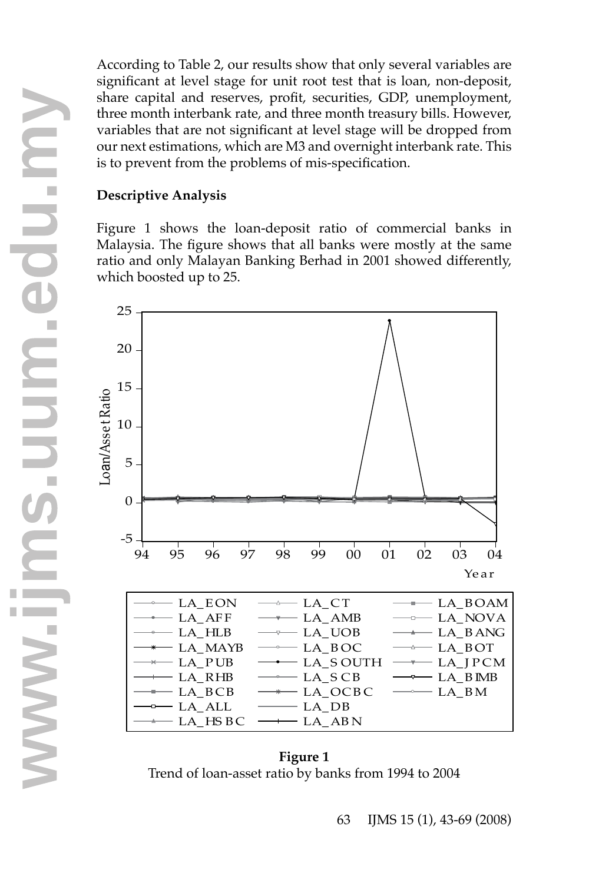According to Table 2, our results show that only several variables are significant at level stage for unit root test that is loan, non-deposit, share capital and reserves, profit, securities, GDP, unemployment, three month interbank rate, and three month treasury bills. However, variables that are not significant at level stage will be dropped from our next estimations, which are M3 and overnight interbank rate. This is to prevent from the problems of mis-specification.

**Descriptive Analysis**

Figure 1 shows the loan-deposit ratio of commercial banks in Malaysia. The figure shows that all banks were mostly at the same ratio and only Malayan Banking Berhad in 2001 showed differently, which boosted up to 25.

**Figure 1**

Trend of loan-asset ratio by banks from 1994 to 2004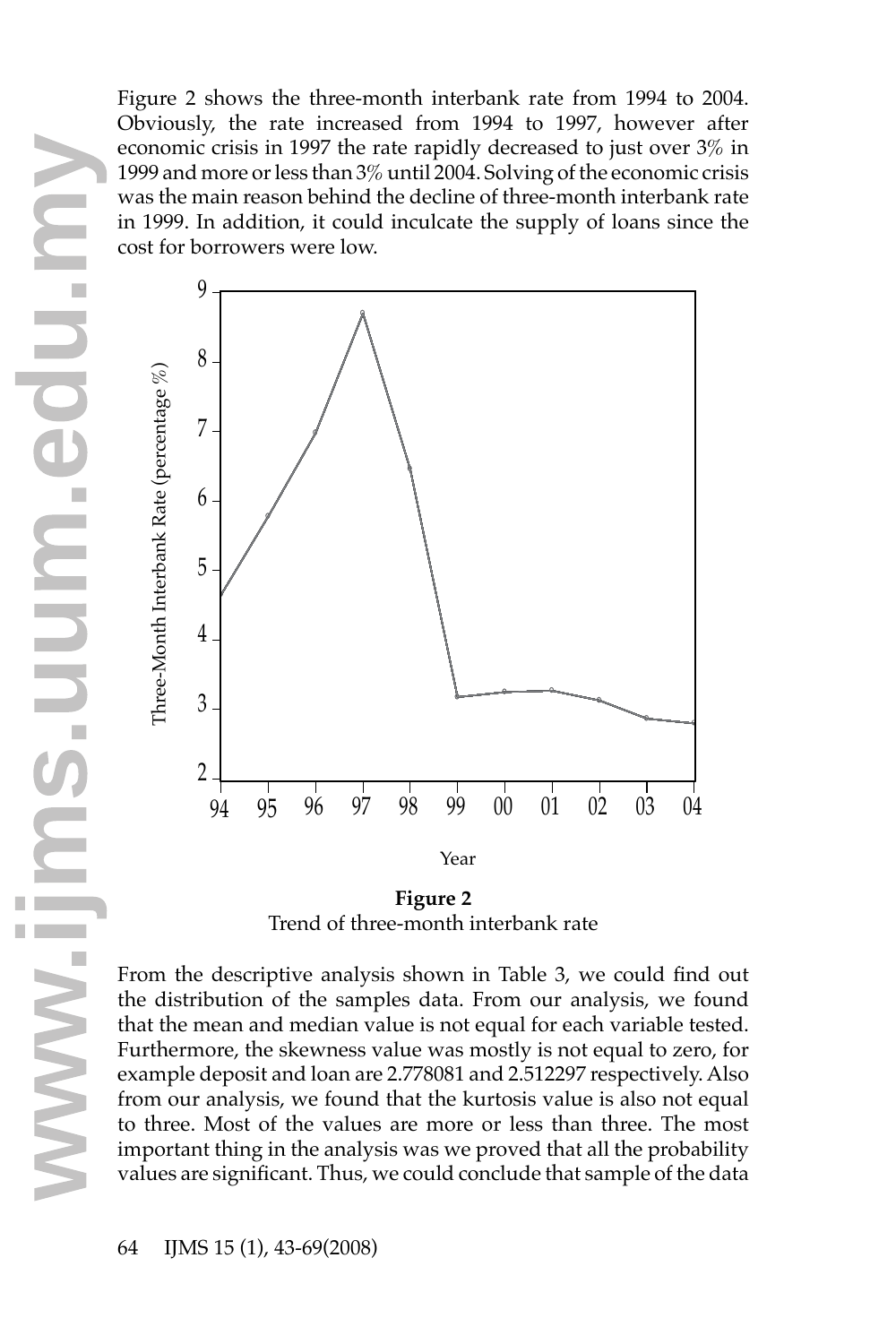Figure 2 shows the three-month interbank rate from 1994 to 2004. Obviously, the rate increased from 1994 to 1997, however after economic crisis in 1997 the rate rapidly decreased to just over 3% in 1999 and more or less than 3% until 2004. Solving of the economic crisis was the main reason behind the decline of three-month interbank rate in 1999. In addition, it could inculcate the supply of loans since the cost for borrowers were low.

**Figure 2**
Trend of three-month interbank rate

From the descriptive analysis shown in Table 3, we could find out the distribution of the samples data. From our analysis, we found that the mean and median value is not equal for each variable tested. Furthermore, the skewness value was mostly is not equal to zero, for example deposit and loan are 2.778081 and 2.512297 respectively. Also from our analysis, we found that the kurtosis value is also not equal to three. Most of the values are more or less than three. The most important thing in the analysis was we proved that all the probability values are significant. Thus, we could conclude that sample of the data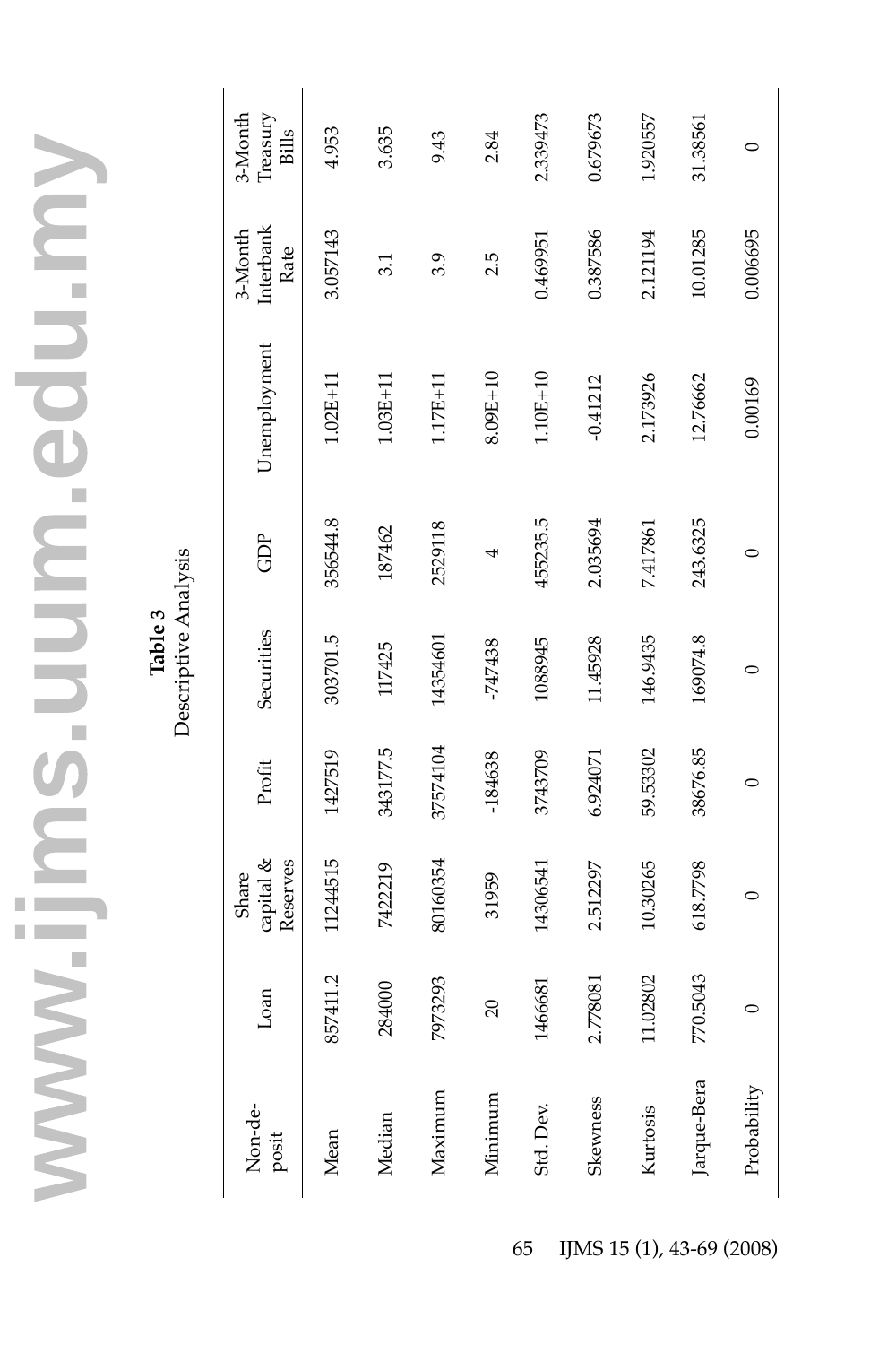**Table 3**
Descriptive Analysis

| Non-deposit | Loan | Share capital & Reserves | Profit | Securities | GDP | Unemployment | 3-Month Interbank Rate | 3-Month Treasury Bills |
|---|---|---|---|---|---|---|---|---|
| Mean | 857411.2 | 11244515 | 1427519 | 303701.5 | 356544.8 | 1.02E+11 | 3.057143 | 4.953 |
| Median | 284000 | 7422219 | 343177.5 | 117425 | 187462 | 1.03E+11 | 3.1 | 3.635 |
| Maximum | 7973293 | 80160354 | 37574104 | 14354601 | 2529118 | 1.17E+11 | 3.9 | 9.43 |
| Minimum | 20 | 31959 | -184638 | -747438 | 4 | 8.09E+10 | 2.5 | 2.84 |
| Std. Dev. | 1466681 | 14306541 | 3743709 | 1088945 | 455235.5 | 1.10E+10 | 0.469951 | 2.339473 |
| Skewness | 2.778081 | 2.512297 | 6.924071 | 11.45928 | 2.035694 | -0.41212 | 0.387586 | 0.679673 |
| Kurtosis | 11.02802 | 10.30265 | 59.53302 | 146.9435 | 7.417861 | 2.173926 | 2.121194 | 1.920557 |
| Jarque-Bera | 770.5043 | 618.7798 | 38676.85 | 169074.8 | 243.6325 | 12.76662 | 10.01285 | 31.38561 |
| Probability | 0 | 0 | 0 | 0 | 0 | 0.00169 | 0.006695 | 0 |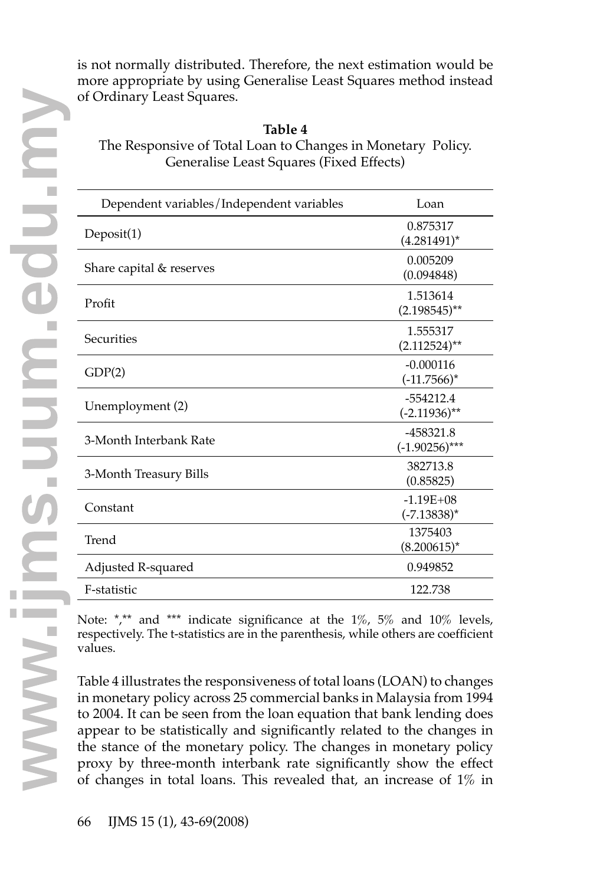is not normally distributed. Therefore, the next estimation would be more appropriate by using Generalise Least Squares method instead of Ordinary Least Squares.

**Table 4**

The Responsive of Total Loan to Changes in Monetary Policy. Generalise Least Squares (Fixed Effects)

| Dependent variables/Independent variables | Loan |
|---|---|
| Deposit(1) | 0.875317 (4.281491)* |
| Share capital & reserves | 0.005209 (0.094848) |
| Profit | 1.513614 (2.198545)** |
| Securities | 1.555317 (2.112524)** |
| GDP(2) | -0.000116 (-11.7566)* |
| Unemployment (2) | -554212.4 (-2.11936)** |
| 3-Month Interbank Rate | -458321.8 (-1.90256)*** |
| 3-Month Treasury Bills | 382713.8 (0.85825) |
| Constant | -1.19E+08 (-7.13838)* |
| Trend | 1375403 (8.200615)* |
| Adjusted R-squared | 0.949852 |
| F-statistic | 122.738 |

Note: *,** and *** indicate significance at the 1%, 5% and 10% levels, respectively. The t-statistics are in the parenthesis, while others are coefficient values.

Table 4 illustrates the responsiveness of total loans (LOAN) to changes in monetary policy across 25 commercial banks in Malaysia from 1994 to 2004. It can be seen from the loan equation that bank lending does appear to be statistically and significantly related to the changes in the stance of the monetary policy. The changes in monetary policy proxy by three-month interbank rate significantly show the effect of changes in total loans. This revealed that, an increase of 1% in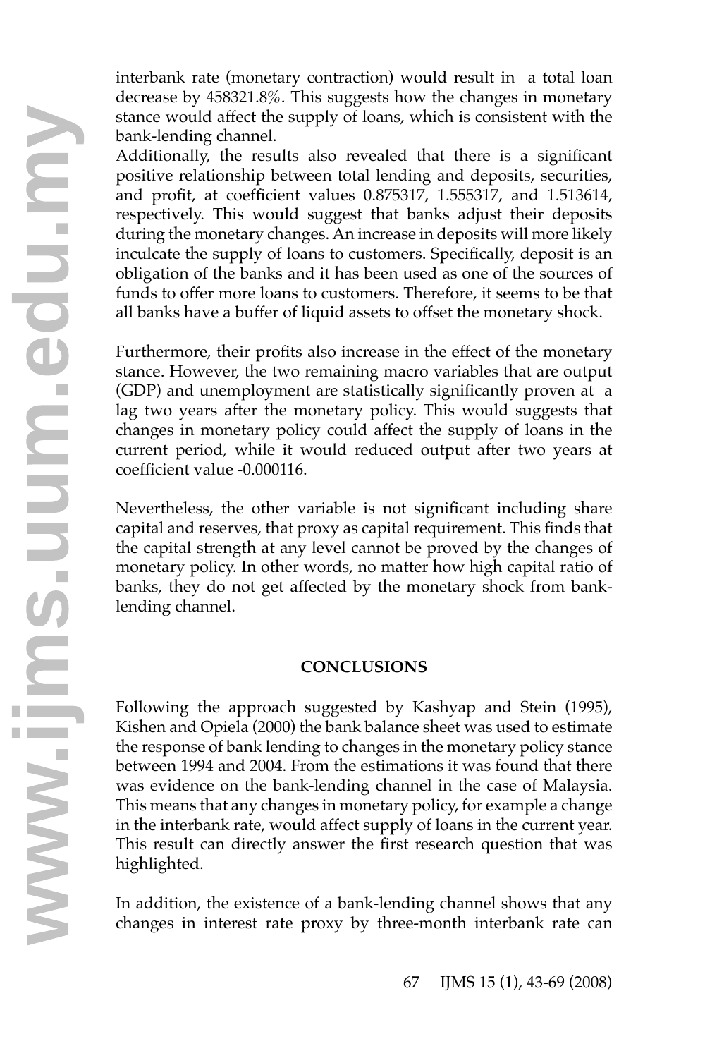interbank rate (monetary contraction) would result in a total loan decrease by 458321.8%. This suggests how the changes in monetary stance would affect the supply of loans, which is consistent with the bank-lending channel.

Additionally, the results also revealed that there is a significant positive relationship between total lending and deposits, securities, and profit, at coefficient values 0.875317, 1.555317, and 1.513614, respectively. This would suggest that banks adjust their deposits during the monetary changes. An increase in deposits will more likely inculcate the supply of loans to customers. Specifically, deposit is an obligation of the banks and it has been used as one of the sources of funds to offer more loans to customers. Therefore, it seems to be that all banks have a buffer of liquid assets to offset the monetary shock.

Furthermore, their profits also increase in the effect of the monetary stance. However, the two remaining macro variables that are output (GDP) and unemployment are statistically significantly proven at a lag two years after the monetary policy. This would suggests that changes in monetary policy could affect the supply of loans in the current period, while it would reduced output after two years at coefficient value -0.000116.

Nevertheless, the other variable is not significant including share capital and reserves, that proxy as capital requirement. This finds that the capital strength at any level cannot be proved by the changes of monetary policy. In other words, no matter how high capital ratio of banks, they do not get affected by the monetary shock from bank-lending channel.

## CONCLUSIONS

Following the approach suggested by Kashyap and Stein (1995), Kishen and Opiela (2000) the bank balance sheet was used to estimate the response of bank lending to changes in the monetary policy stance between 1994 and 2004. From the estimations it was found that there was evidence on the bank-lending channel in the case of Malaysia. This means that any changes in monetary policy, for example a change in the interbank rate, would affect supply of loans in the current year. This result can directly answer the first research question that was highlighted.

In addition, the existence of a bank-lending channel shows that any changes in interest rate proxy by three-month interbank rate can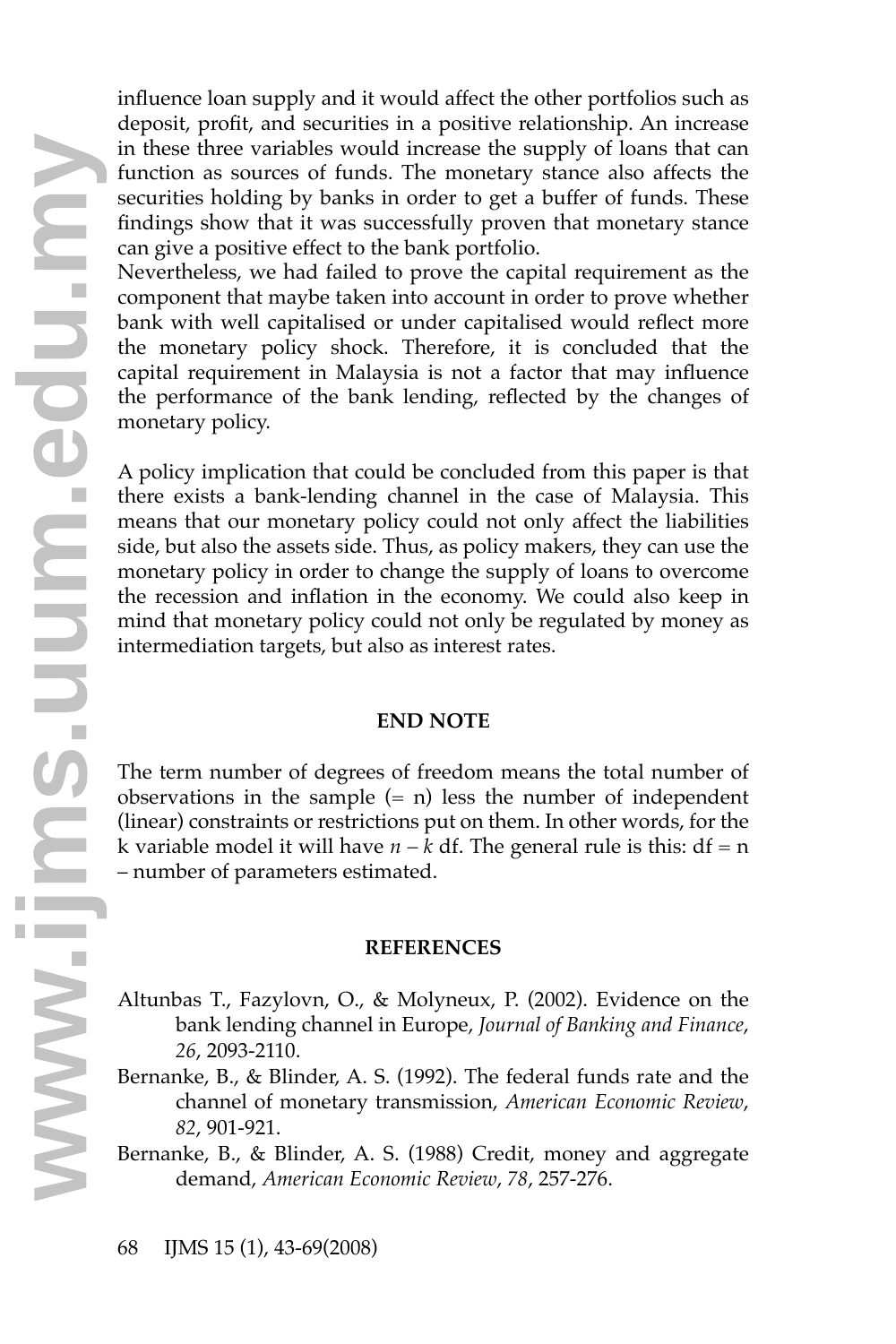influence loan supply and it would affect the other portfolios such as deposit, profit, and securities in a positive relationship. An increase in these three variables would increase the supply of loans that can function as sources of funds. The monetary stance also affects the securities holding by banks in order to get a buffer of funds. These findings show that it was successfully proven that monetary stance can give a positive effect to the bank portfolio.

Nevertheless, we had failed to prove the capital requirement as the component that maybe taken into account in order to prove whether bank with well capitalised or under capitalised would reflect more the monetary policy shock. Therefore, it is concluded that the capital requirement in Malaysia is not a factor that may influence the performance of the bank lending, reflected by the changes of monetary policy.

A policy implication that could be concluded from this paper is that there exists a bank-lending channel in the case of Malaysia. This means that our monetary policy could not only affect the liabilities side, but also the assets side. Thus, as policy makers, they can use the monetary policy in order to change the supply of loans to overcome the recession and inflation in the economy. We could also keep in mind that monetary policy could not only be regulated by money as intermediation targets, but also as interest rates.

## END NOTE

The term number of degrees of freedom means the total number of observations in the sample (= n) less the number of independent (linear) constraints or restrictions put on them. In other words, for the k variable model it will have $n - k$ df. The general rule is this: df = n – number of parameters estimated.

## REFERENCES

Altunbas T., Fazylovn, O., & Molyneux, P. (2002). Evidence on the bank lending channel in Europe, *Journal of Banking and Finance*, *26*, 2093-2110.

Bernanke, B., & Blinder, A. S. (1992). The federal funds rate and the channel of monetary transmission, *American Economic Review*, *82*, 901-921.

Bernanke, B., & Blinder, A. S. (1988) Credit, money and aggregate demand, *American Economic Review*, *78*, 257-276.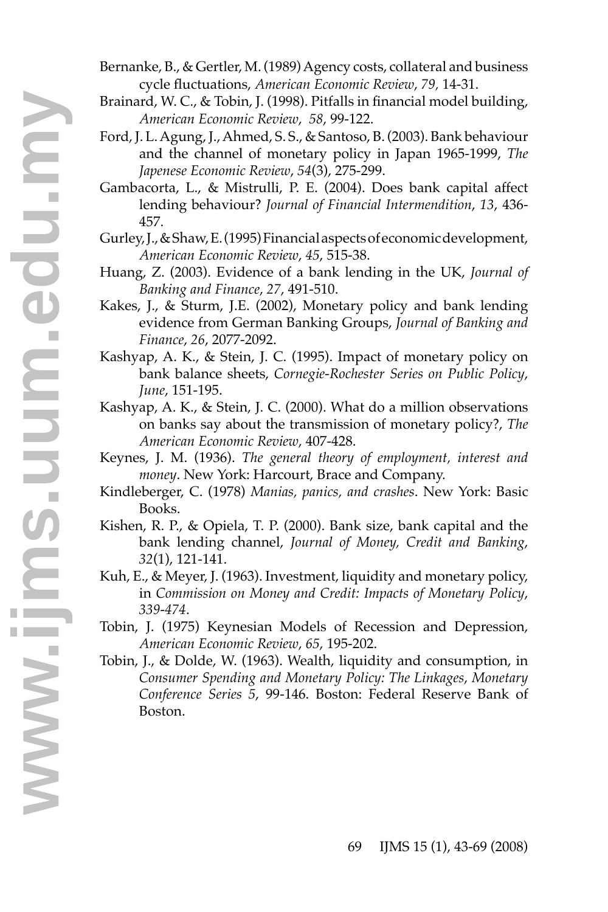Bernanke, B., & Gertler, M. (1989) Agency costs, collateral and business cycle fluctuations, *American Economic Review*, *79,* 14-31.

Brainard, W. C., & Tobin, J. (1998). Pitfalls in financial model building, *American Economic Review*, *58*, 99-122.

Ford, J. L. Agung, J., Ahmed, S. S., & Santoso, B. (2003). Bank behaviour and the channel of monetary policy in Japan 1965-1999, *The Japenese Economic Review*, *54*(3), 275-299.

Gambacorta, L., & Mistrulli, P. E. (2004). Does bank capital affect lending behaviour? *Journal of Financial Intermendition*, *13*, 436-457.

Gurley, J., & Shaw, E. (1995) Financial aspects of economic development, *American Economic Review*, *45*, 515-38.

Huang, Z. (2003). Evidence of a bank lending in the UK, *Journal of Banking and Finance*, *27*, 491-510.

Kakes, J., & Sturm, J.E. (2002), Monetary policy and bank lending evidence from German Banking Groups, *Journal of Banking and Finance*, *26*, 2077-2092.

Kashyap, A. K., & Stein, J. C. (1995). Impact of monetary policy on bank balance sheets, *Cornegie-Rochester Series on Public Policy*, *June*, 151-195.

Kashyap, A. K., & Stein, J. C. (2000). What do a million observations on banks say about the transmission of monetary policy?, *The American Economic Review*, 407-428.

Keynes, J. M. (1936). *The general theory of employment, interest and money*. New York: Harcourt, Brace and Company.

Kindleberger, C. (1978) *Manias, panics, and crashes*. New York: Basic Books.

Kishen, R. P., & Opiela, T. P. (2000). Bank size, bank capital and the bank lending channel, *Journal of Money, Credit and Banking*, *32*(1), 121-141.

Kuh, E., & Meyer, J. (1963). Investment, liquidity and monetary policy, in *Commission on Money and Credit: Impacts of Monetary Policy*, *339-474*.

Tobin, J. (1975) Keynesian Models of Recession and Depression, *American Economic Review*, *65*, 195-202.

Tobin, J., & Dolde, W. (1963). Wealth, liquidity and consumption, in *Consumer Spending and Monetary Policy: The Linkages*, *Monetary Conference Series 5*, 99-146. Boston: Federal Reserve Bank of Boston.